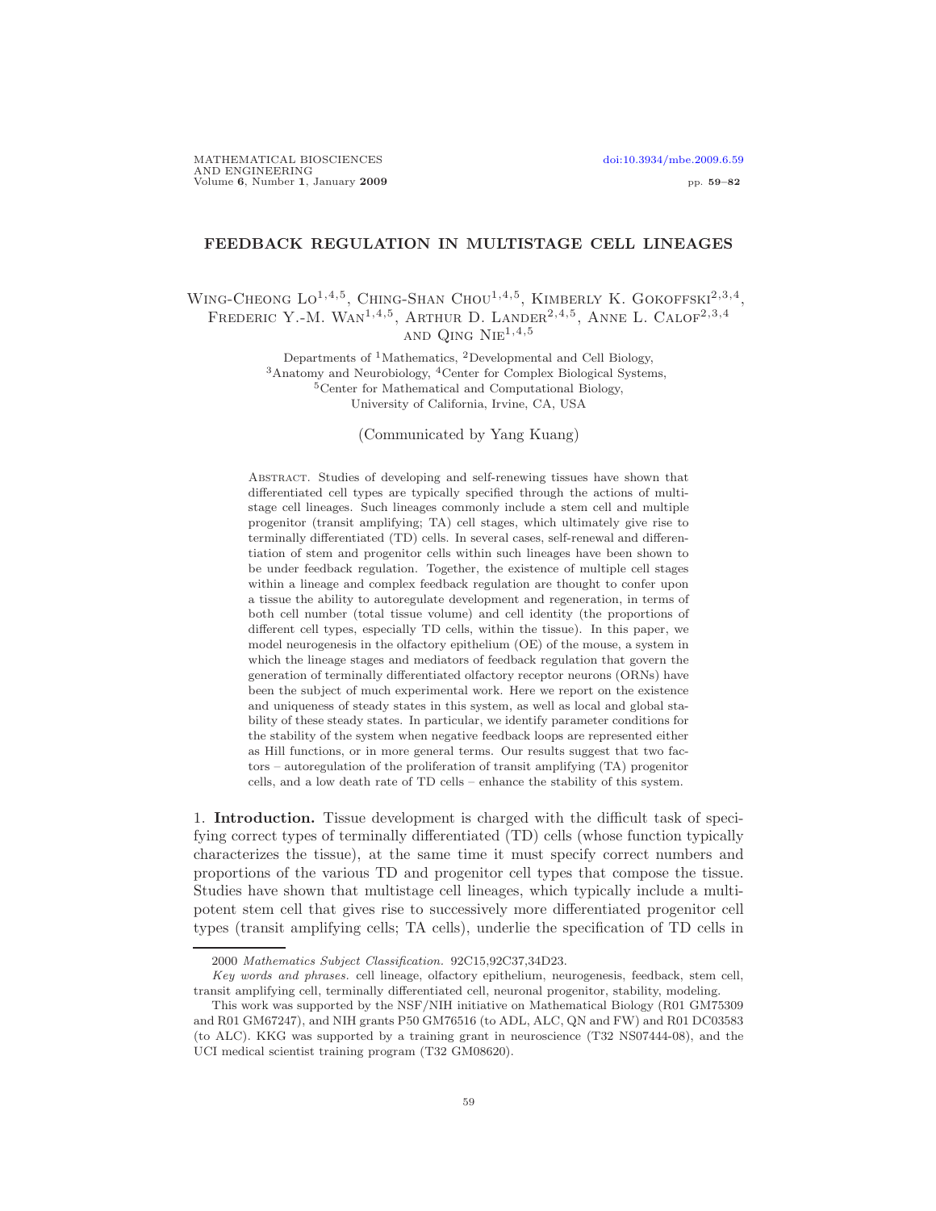# FEEDBACK REGULATION IN MULTISTAGE CELL LINEAGES

Wing-Cheong Lo[1,4,5], Ching-Shan Chou[1,4,5], Kimberly K. Gokoffski[2,3,4], Frederic Y.-M. Wan[1,4,5], Arthur D. Lander[2,4,5], Anne L. Calof[2,3,4] and Qing Nie[1,4,5]

Departments of [1]Mathematics, [2]Developmental and Cell Biology,
[3]Anatomy and Neurobiology, [4]Center for Complex Biological Systems,
[5]Center for Mathematical and Computational Biology,
University of California, Irvine, CA, USA

(Communicated by Yang Kuang)

Abstract. Studies of developing and self-renewing tissues have shown that differentiated cell types are typically specified through the actions of multistage cell lineages. Such lineages commonly include a stem cell and multiple progenitor (transit amplifying; TA) cell stages, which ultimately give rise to terminally differentiated (TD) cells. In several cases, self-renewal and differentiation of stem and progenitor cells within such lineages have been shown to be under feedback regulation. Together, the existence of multiple cell stages within a lineage and complex feedback regulation are thought to confer upon a tissue the ability to autoregulate development and regeneration, in terms of both cell number (total tissue volume) and cell identity (the proportions of different cell types, especially TD cells, within the tissue). In this paper, we model neurogenesis in the olfactory epithelium (OE) of the mouse, a system in which the lineage stages and mediators of feedback regulation that govern the generation of terminally differentiated olfactory receptor neurons (ORNs) have been the subject of much experimental work. Here we report on the existence and uniqueness of steady states in this system, as well as local and global stability of these steady states. In particular, we identify parameter conditions for the stability of the system when negative feedback loops are represented either as Hill functions, or in more general terms. Our results suggest that two factors – autoregulation of the proliferation of transit amplifying (TA) progenitor cells, and a low death rate of TD cells – enhance the stability of this system.

## 1. Introduction.

Tissue development is charged with the difficult task of specifying correct types of terminally differentiated (TD) cells (whose function typically characterizes the tissue), at the same time it must specify correct numbers and proportions of the various TD and progenitor cell types that compose the tissue. Studies have shown that multistage cell lineages, which typically include a multipotent stem cell that gives rise to successively more differentiated progenitor cell types (transit amplifying cells; TA cells), underlie the specification of TD cells in

---

2000 *Mathematics Subject Classification.* 92C15,92C37,34D23.

*Key words and phrases.* cell lineage, olfactory epithelium, neurogenesis, feedback, stem cell, transit amplifying cell, terminally differentiated cell, neuronal progenitor, stability, modeling.

This work was supported by the NSF/NIH initiative on Mathematical Biology (R01 GM75309 and R01 GM67247), and NIH grants P50 GM76516 (to ADL, ALC, QN and FW) and R01 DC03583 (to ALC). KKG was supported by a training grant in neuroscience (T32 NS07444-08), and the UCI medical scientist training program (T32 GM08620).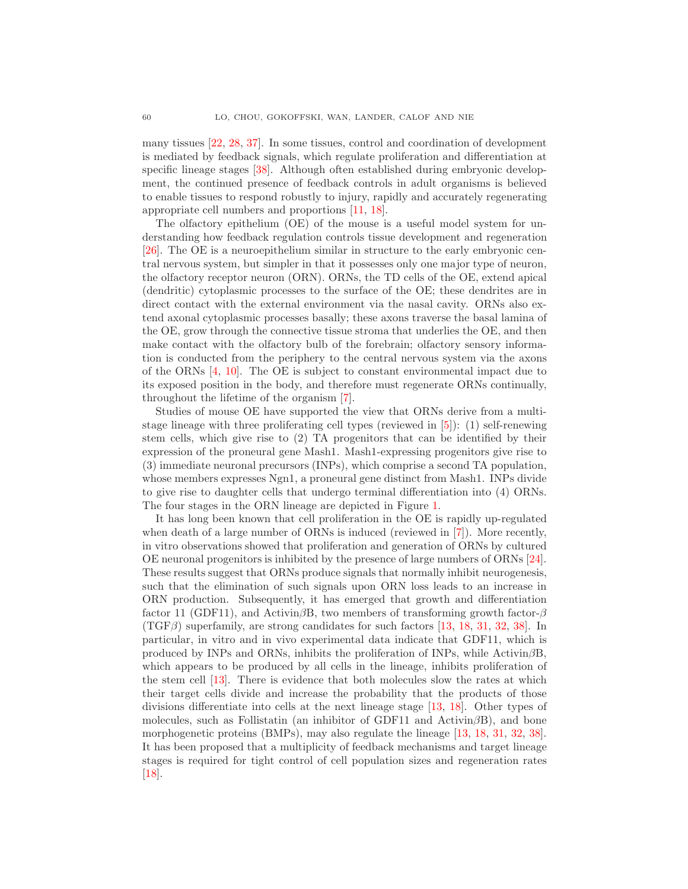many tissues [22, 28, 37]. In some tissues, control and coordination of development is mediated by feedback signals, which regulate proliferation and differentiation at specific lineage stages [38]. Although often established during embryonic development, the continued presence of feedback controls in adult organisms is believed to enable tissues to respond robustly to injury, rapidly and accurately regenerating appropriate cell numbers and proportions [11, 18].

The olfactory epithelium (OE) of the mouse is a useful model system for understanding how feedback regulation controls tissue development and regeneration [26]. The OE is a neuroepithelium similar in structure to the early embryonic central nervous system, but simpler in that it possesses only one major type of neuron, the olfactory receptor neuron (ORN). ORNs, the TD cells of the OE, extend apical (dendritic) cytoplasmic processes to the surface of the OE; these dendrites are in direct contact with the external environment via the nasal cavity. ORNs also extend axonal cytoplasmic processes basally; these axons traverse the basal lamina of the OE, grow through the connective tissue stroma that underlies the OE, and then make contact with the olfactory bulb of the forebrain; olfactory sensory information is conducted from the periphery to the central nervous system via the axons of the ORNs [4, 10]. The OE is subject to constant environmental impact due to its exposed position in the body, and therefore must regenerate ORNs continually, throughout the lifetime of the organism [7].

Studies of mouse OE have supported the view that ORNs derive from a multistage lineage with three proliferating cell types (reviewed in [5]): (1) self-renewing stem cells, which give rise to (2) TA progenitors that can be identified by their expression of the proneural gene Mash1. Mash1-expressing progenitors give rise to (3) immediate neuronal precursors (INPs), which comprise a second TA population, whose members expresses Ngn1, a proneural gene distinct from Mash1. INPs divide to give rise to daughter cells that undergo terminal differentiation into (4) ORNs. The four stages in the ORN lineage are depicted in Figure 1.

It has long been known that cell proliferation in the OE is rapidly up-regulated when death of a large number of ORNs is induced (reviewed in [7]). More recently, in vitro observations showed that proliferation and generation of ORNs by cultured OE neuronal progenitors is inhibited by the presence of large numbers of ORNs [24]. These results suggest that ORNs produce signals that normally inhibit neurogenesis, such that the elimination of such signals upon ORN loss leads to an increase in ORN production. Subsequently, it has emerged that growth and differentiation factor 11 (GDF11), and Activin$\beta$B, two members of transforming growth factor-$\beta$ (TGF$\beta$) superfamily, are strong candidates for such factors [13, 18, 31, 32, 38]. In particular, in vitro and in vivo experimental data indicate that GDF11, which is produced by INPs and ORNs, inhibits the proliferation of INPs, while Activin$\beta$B, which appears to be produced by all cells in the lineage, inhibits proliferation of the stem cell [13]. There is evidence that both molecules slow the rates at which their target cells divide and increase the probability that the products of those divisions differentiate into cells at the next lineage stage [13, 18]. Other types of molecules, such as Follistatin (an inhibitor of GDF11 and Activin$\beta$B), and bone morphogenetic proteins (BMPs), may also regulate the lineage [13, 18, 31, 32, 38]. It has been proposed that a multiplicity of feedback mechanisms and target lineage stages is required for tight control of cell population sizes and regeneration rates [18].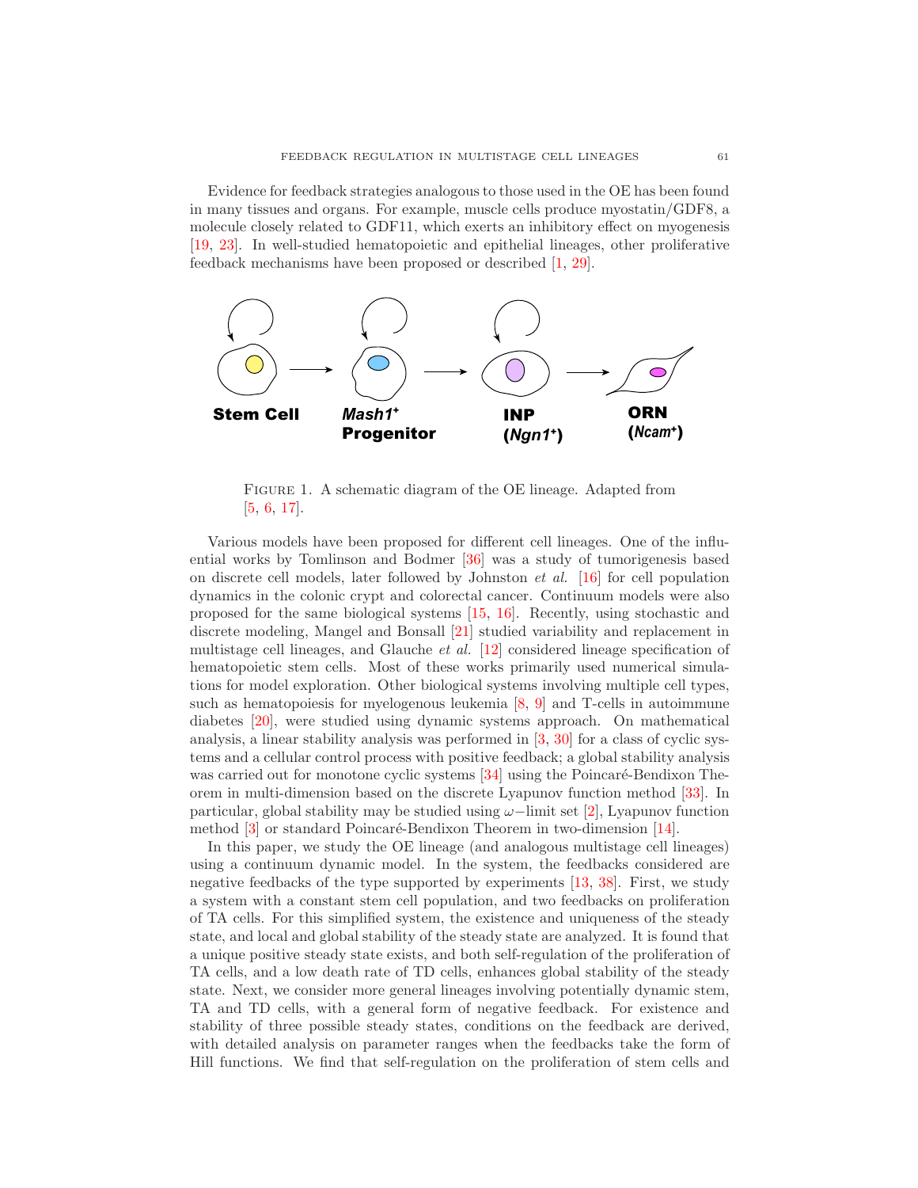Evidence for feedback strategies analogous to those used in the OE has been found in many tissues and organs. For example, muscle cells produce myostatin/GDF8, a molecule closely related to GDF11, which exerts an inhibitory effect on myogenesis [19, 23]. In well-studied hematopoietic and epithelial lineages, other proliferative feedback mechanisms have been proposed or described [1, 29].

Figure 1. A schematic diagram of the OE lineage. Adapted from [5, 6, 17].

Various models have been proposed for different cell lineages. One of the influential works by Tomlinson and Bodmer [36] was a study of tumorigenesis based on discrete cell models, later followed by Johnston *et al.* [16] for cell population dynamics in the colonic crypt and colorectal cancer. Continuum models were also proposed for the same biological systems [15, 16]. Recently, using stochastic and discrete modeling, Mangel and Bonsall [21] studied variability and replacement in multistage cell lineages, and Glauche *et al.* [12] considered lineage specification of hematopoietic stem cells. Most of these works primarily used numerical simulations for model exploration. Other biological systems involving multiple cell types, such as hematopoiesis for myelogenous leukemia [8, 9] and T-cells in autoimmune diabetes [20], were studied using dynamic systems approach. On mathematical analysis, a linear stability analysis was performed in [3, 30] for a class of cyclic systems and a cellular control process with positive feedback; a global stability analysis was carried out for monotone cyclic systems [34] using the Poincaré-Bendixon Theorem in multi-dimension based on the discrete Lyapunov function method [33]. In particular, global stability may be studied using $\omega-$limit set [2], Lyapunov function method [3] or standard Poincaré-Bendixon Theorem in two-dimension [14].

In this paper, we study the OE lineage (and analogous multistage cell lineages) using a continuum dynamic model. In the system, the feedbacks considered are negative feedbacks of the type supported by experiments [13, 38]. First, we study a system with a constant stem cell population, and two feedbacks on proliferation of TA cells. For this simplified system, the existence and uniqueness of the steady state, and local and global stability of the steady state are analyzed. It is found that a unique positive steady state exists, and both self-regulation of the proliferation of TA cells, and a low death rate of TD cells, enhances global stability of the steady state. Next, we consider more general lineages involving potentially dynamic stem, TA and TD cells, with a general form of negative feedback. For existence and stability of three possible steady states, conditions on the feedback are derived, with detailed analysis on parameter ranges when the feedbacks take the form of Hill functions. We find that self-regulation on the proliferation of stem cells and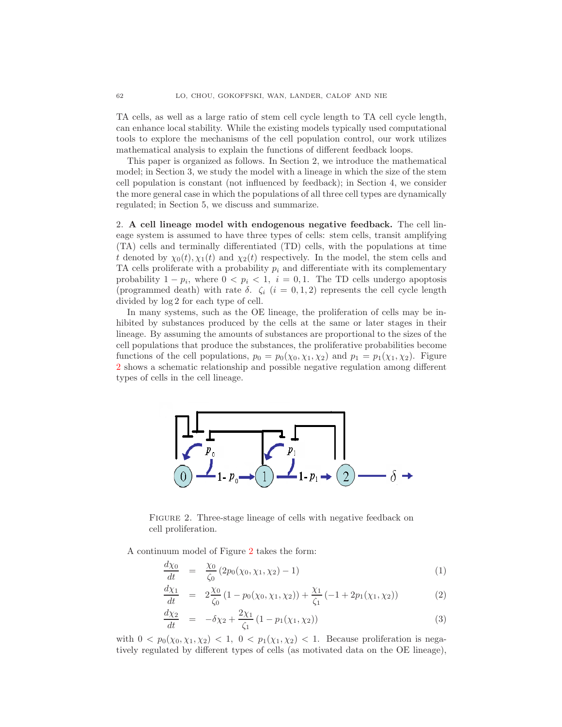TA cells, as well as a large ratio of stem cell cycle length to TA cell cycle length, can enhance local stability. While the existing models typically used computational tools to explore the mechanisms of the cell population control, our work utilizes mathematical analysis to explain the functions of different feedback loops.

This paper is organized as follows. In Section 2, we introduce the mathematical model; in Section 3, we study the model with a lineage in which the size of the stem cell population is constant (not influenced by feedback); in Section 4, we consider the more general case in which the populations of all three cell types are dynamically regulated; in Section 5, we discuss and summarize.

## 2. A cell lineage model with endogenous negative feedback.

The cell lineage system is assumed to have three types of cells: stem cells, transit amplifying (TA) cells and terminally differentiated (TD) cells, with the populations at time $t$ denoted by $\chi_0(t), \chi_1(t)$ and $\chi_2(t)$ respectively. In the model, the stem cells and TA cells proliferate with a probability $p_i$ and differentiate with its complementary probability $1-p_i$, where $0 < p_i < 1,\ i = 0, 1$. The TD cells undergo apoptosis (programmed death) with rate $\delta$. $\zeta_i$ $(i = 0, 1, 2)$ represents the cell cycle length divided by $\log 2$ for each type of cell.

In many systems, such as the OE lineage, the proliferation of cells may be inhibited by substances produced by the cells at the same or later stages in their lineage. By assuming the amounts of substances are proportional to the sizes of the cell populations that produce the substances, the proliferative probabilities become functions of the cell populations, $p_0 = p_0(\chi_0, \chi_1, \chi_2)$ and $p_1 = p_1(\chi_1, \chi_2)$. Figure 2 shows a schematic relationship and possible negative regulation among different types of cells in the cell lineage.

Figure 2. Three-stage lineage of cells with negative feedback on cell proliferation.

A continuum model of Figure 2 takes the form:

$$\frac{d\chi_0}{dt} = \frac{\chi_0}{\zeta_0}\left(2p_0(\chi_0, \chi_1, \chi_2) - 1\right) \tag{1}$$

$$\frac{d\chi_1}{dt} = 2\frac{\chi_0}{\zeta_0}\left(1 - p_0(\chi_0, \chi_1, \chi_2)\right) + \frac{\chi_1}{\zeta_1}\left(-1 + 2p_1(\chi_1, \chi_2)\right) \tag{2}$$

$$\frac{d\chi_2}{dt} = -\delta\chi_2 + \frac{2\chi_1}{\zeta_1}\left(1 - p_1(\chi_1, \chi_2)\right) \tag{3}$$

with $0 < p_0(\chi_0, \chi_1, \chi_2) < 1,\ 0 < p_1(\chi_1, \chi_2) < 1$. Because proliferation is negatively regulated by different types of cells (as motivated data on the OE lineage),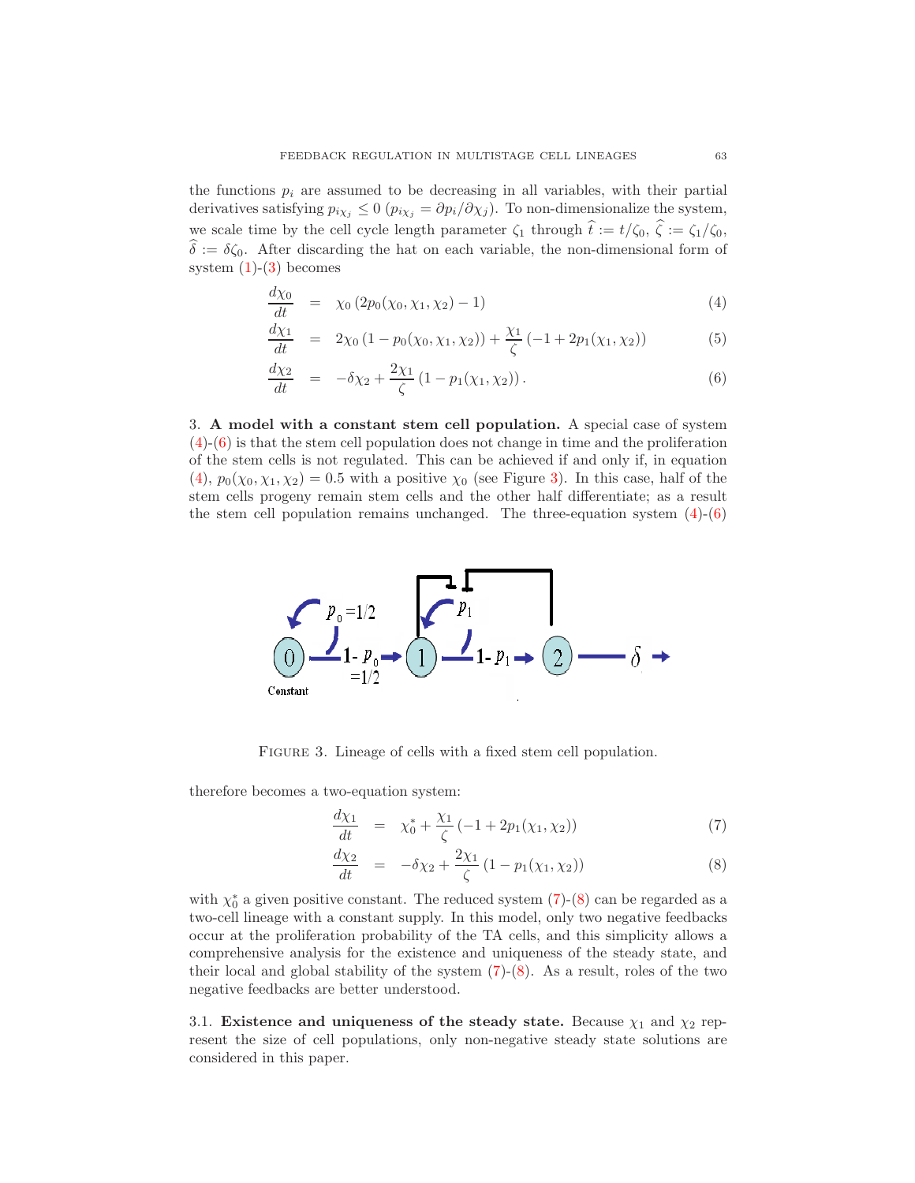the functions $p_i$ are assumed to be decreasing in all variables, with their partial derivatives satisfying $p_{i\chi_j} \leq 0$ ($p_{i\chi_j} = \partial p_i/\partial \chi_j$). To non-dimensionalize the system, we scale time by the cell cycle length parameter $\zeta_1$ through $\widehat{t} := t/\zeta_0$, $\widehat{\zeta} := \zeta_1/\zeta_0$, $\widehat{\delta} := \delta\zeta_0$. After discarding the hat on each variable, the non-dimensional form of system (1)-(3) becomes

$$\frac{d\chi_0}{dt} = \chi_0 \left(2p_0(\chi_0, \chi_1, \chi_2) - 1\right) \tag{4}$$

$$\frac{d\chi_1}{dt} = 2\chi_0 \left(1 - p_0(\chi_0, \chi_1, \chi_2)\right) + \frac{\chi_1}{\zeta}\left(-1 + 2p_1(\chi_1, \chi_2)\right) \tag{5}$$

$$\frac{d\chi_2}{dt} = -\delta\chi_2 + \frac{2\chi_1}{\zeta}\left(1 - p_1(\chi_1, \chi_2)\right). \tag{6}$$

3. **A model with a constant stem cell population.** A special case of system (4)-(6) is that the stem cell population does not change in time and the proliferation of the stem cells is not regulated. This can be achieved if and only if, in equation (4), $p_0(\chi_0, \chi_1, \chi_2) = 0.5$ with a positive $\chi_0$ (see Figure 3). In this case, half of the stem cells progeny remain stem cells and the other half differentiate; as a result the stem cell population remains unchanged. The three-equation system (4)-(6) therefore becomes a two-equation system:

FIGURE 3. Lineage of cells with a fixed stem cell population.

$$\frac{d\chi_1}{dt} = \chi_0^* + \frac{\chi_1}{\zeta}\left(-1 + 2p_1(\chi_1, \chi_2)\right) \tag{7}$$

$$\frac{d\chi_2}{dt} = -\delta\chi_2 + \frac{2\chi_1}{\zeta}\left(1 - p_1(\chi_1, \chi_2)\right) \tag{8}$$

with $\chi_0^*$ a given positive constant. The reduced system (7)-(8) can be regarded as a two-cell lineage with a constant supply. In this model, only two negative feedbacks occur at the proliferation probability of the TA cells, and this simplicity allows a comprehensive analysis for the existence and uniqueness of the steady state, and their local and global stability of the system (7)-(8). As a result, roles of the two negative feedbacks are better understood.

3.1. **Existence and uniqueness of the steady state.** Because $\chi_1$ and $\chi_2$ represent the size of cell populations, only non-negative steady state solutions are considered in this paper.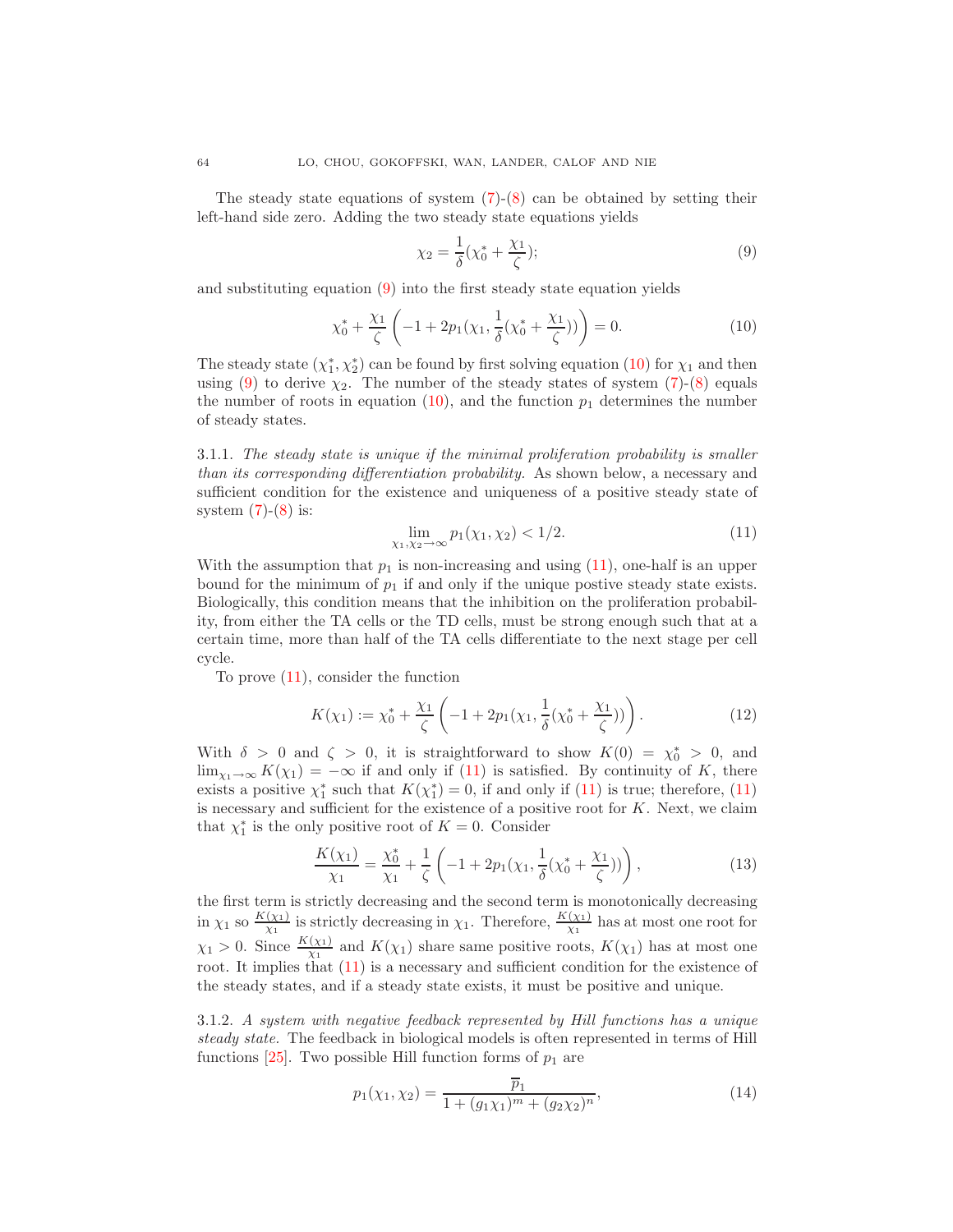The steady state equations of system (7)-(8) can be obtained by setting their left-hand side zero. Adding the two steady state equations yields

$$\chi_2 = \frac{1}{\delta}(\chi_0^* + \frac{\chi_1}{\zeta}); \tag{9}$$

and substituting equation (9) into the first steady state equation yields

$$\chi_0^* + \frac{\chi_1}{\zeta}\left(-1 + 2p_1(\chi_1, \frac{1}{\delta}(\chi_0^* + \frac{\chi_1}{\zeta}))\right) = 0. \tag{10}$$

The steady state $(\chi_1^*, \chi_2^*)$ can be found by first solving equation (10) for $\chi_1$ and then using (9) to derive $\chi_2$. The number of the steady states of system (7)-(8) equals the number of roots in equation (10), and the function $p_1$ determines the number of steady states.

3.1.1. *The steady state is unique if the minimal proliferation probability is smaller than its corresponding differentiation probability.* As shown below, a necessary and sufficient condition for the existence and uniqueness of a positive steady state of system (7)-(8) is:

$$\lim_{\chi_1, \chi_2 \to \infty} p_1(\chi_1, \chi_2) < 1/2. \tag{11}$$

With the assumption that $p_1$ is non-increasing and using (11), one-half is an upper bound for the minimum of $p_1$ if and only if the unique postive steady state exists. Biologically, this condition means that the inhibition on the proliferation probability, from either the TA cells or the TD cells, must be strong enough such that at a certain time, more than half of the TA cells differentiate to the next stage per cell cycle.

To prove (11), consider the function

$$K(\chi_1) := \chi_0^* + \frac{\chi_1}{\zeta}\left(-1 + 2p_1(\chi_1, \frac{1}{\delta}(\chi_0^* + \frac{\chi_1}{\zeta}))\right). \tag{12}$$

With $\delta > 0$ and $\zeta > 0$, it is straightforward to show $K(0) = \chi_0^* > 0$, and $\lim_{\chi_1 \to \infty} K(\chi_1) = -\infty$ if and only if (11) is satisfied. By continuity of $K$, there exists a positive $\chi_1^*$ such that $K(\chi_1^*) = 0$, if and only if (11) is true; therefore, (11) is necessary and sufficient for the existence of a positive root for $K$. Next, we claim that $\chi_1^*$ is the only positive root of $K = 0$. Consider

$$\frac{K(\chi_1)}{\chi_1} = \frac{\chi_0^*}{\chi_1} + \frac{1}{\zeta}\left(-1 + 2p_1(\chi_1, \frac{1}{\delta}(\chi_0^* + \frac{\chi_1}{\zeta}))\right), \tag{13}$$

the first term is strictly decreasing and the second term is monotonically decreasing in $\chi_1$ so $\frac{K(\chi_1)}{\chi_1}$ is strictly decreasing in $\chi_1$. Therefore, $\frac{K(\chi_1)}{\chi_1}$ has at most one root for $\chi_1 > 0$. Since $\frac{K(\chi_1)}{\chi_1}$ and $K(\chi_1)$ share same positive roots, $K(\chi_1)$ has at most one root. It implies that (11) is a necessary and sufficient condition for the existence of the steady states, and if a steady state exists, it must be positive and unique.

3.1.2. *A system with negative feedback represented by Hill functions has a unique steady state.* The feedback in biological models is often represented in terms of Hill functions [25]. Two possible Hill function forms of $p_1$ are

$$p_1(\chi_1, \chi_2) = \frac{\overline{p}_1}{1 + (g_1\chi_1)^m + (g_2\chi_2)^n}, \tag{14}$$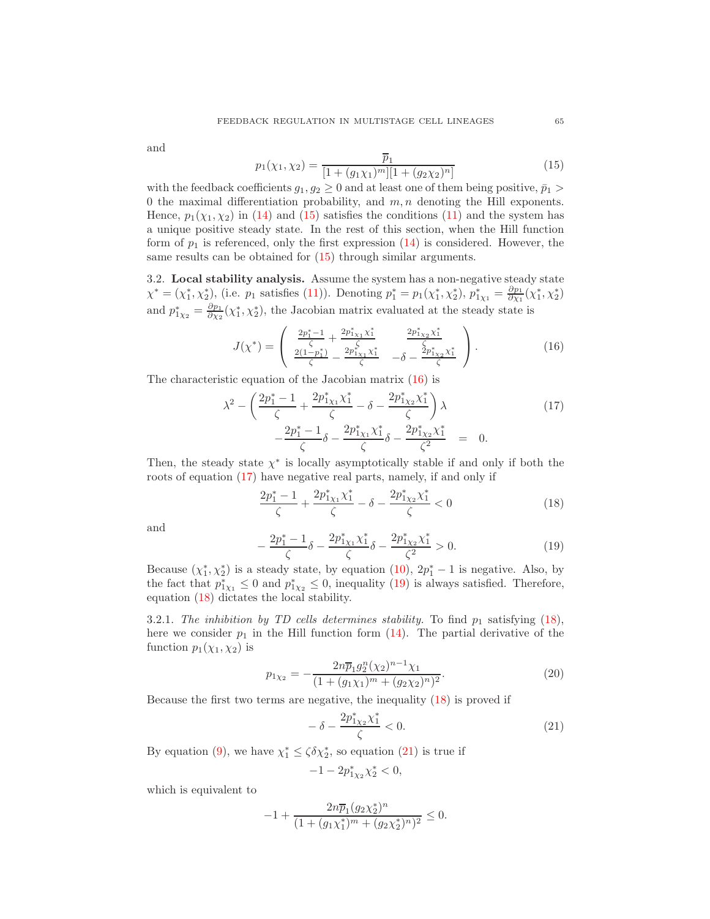and

$$
p_1(\chi_1, \chi_2) = \frac{\overline{p}_1}{[1 + (g_1\chi_1)^m][1 + (g_2\chi_2)^n]} \tag{15}
$$

with the feedback coefficients $g_1, g_2 \geq 0$ and at least one of them being positive, $\bar{p}_1 > 0$ the maximal differentiation probability, and $m, n$ denoting the Hill exponents. Hence, $p_1(\chi_1, \chi_2)$ in (14) and (15) satisfies the conditions (11) and the system has a unique positive steady state. In the rest of this section, when the Hill function form of $p_1$ is referenced, only the first expression (14) is considered. However, the same results can be obtained for (15) through similar arguments.

3.2. **Local stability analysis.** Assume the system has a non-negative steady state $\chi^* = (\chi_1^*, \chi_2^*)$, (i.e. $p_1$ satisfies (11)). Denoting $p_1^* = p_1(\chi_1^*, \chi_2^*)$, $p_{1\chi_1}^* = \frac{\partial p_1}{\partial \chi_1}(\chi_1^*, \chi_2^*)$ and $p_{1\chi_2}^* = \frac{\partial p_1}{\partial \chi_2}(\chi_1^*, \chi_2^*)$, the Jacobian matrix evaluated at the steady state is

$$
J(\chi^*) = \begin{pmatrix} \frac{2p_1^*-1}{\zeta} + \frac{2p_{1\chi_1}^*\chi_1^*}{\zeta} & \frac{2p_{1\chi_2}^*\chi_1^*}{\zeta} \\ \frac{2(1-p_1^*)}{\zeta} - \frac{2p_{1\chi_1}^*\chi_1^*}{\zeta} & -\delta - \frac{2p_{1\chi_2}^*\chi_1^*}{\zeta} \end{pmatrix}. \tag{16}
$$

The characteristic equation of the Jacobian matrix (16) is

$$
\begin{aligned}
\lambda^2 - \left(\frac{2p_1^*-1}{\zeta} + \frac{2p_{1\chi_1}^*\chi_1^*}{\zeta} - \delta - \frac{2p_{1\chi_2}^*\chi_1^*}{\zeta}\right)\lambda \qquad\qquad & \\
-\frac{2p_1^*-1}{\zeta}\delta - \frac{2p_{1\chi_1}^*\chi_1^*}{\zeta}\delta - \frac{2p_{1\chi_2}^*\chi_1^*}{\zeta^2} \quad &= \quad 0.
\end{aligned} \tag{17}
$$

Then, the steady state $\chi^*$ is locally asymptotically stable if and only if both the roots of equation (17) have negative real parts, namely, if and only if

$$
\frac{2p_1^*-1}{\zeta} + \frac{2p_{1\chi_1}^*\chi_1^*}{\zeta} - \delta - \frac{2p_{1\chi_2}^*\chi_1^*}{\zeta} < 0 \tag{18}
$$

and

$$
-\frac{2p_1^*-1}{\zeta}\delta - \frac{2p_{1\chi_1}^*\chi_1^*}{\zeta}\delta - \frac{2p_{1\chi_2}^*\chi_1^*}{\zeta^2} > 0. \tag{19}
$$

Because $(\chi_1^*, \chi_2^*)$ is a steady state, by equation (10), $2p_1^* - 1$ is negative. Also, by the fact that $p_{1\chi_1}^* \leq 0$ and $p_{1\chi_2}^* \leq 0$, inequality (19) is always satisfied. Therefore, equation (18) dictates the local stability.

3.2.1. *The inhibition by TD cells determines stability.* To find $p_1$ satisfying (18), here we consider $p_1$ in the Hill function form (14). The partial derivative of the function $p_1(\chi_1, \chi_2)$ is

$$
p_{1\chi_2} = -\frac{2n\overline{p}_1 g_2^n(\chi_2)^{n-1}\chi_1}{(1 + (g_1\chi_1)^m + (g_2\chi_2)^n)^2}. \tag{20}
$$

Because the first two terms are negative, the inequality (18) is proved if

$$
-\delta - \frac{2p_{1\chi_2}^*\chi_1^*}{\zeta} < 0. \tag{21}
$$

By equation (9), we have $\chi_1^* \leq \zeta\delta\chi_2^*$, so equation (21) is true if

$$
-1 - 2p_{1\chi_2}^*\chi_2^* < 0,
$$

which is equivalent to

$$
-1 + \frac{2n\overline{p}_1(g_2\chi_2^*)^n}{(1 + (g_1\chi_1^*)^m + (g_2\chi_2^*)^n)^2} \leq 0.
$$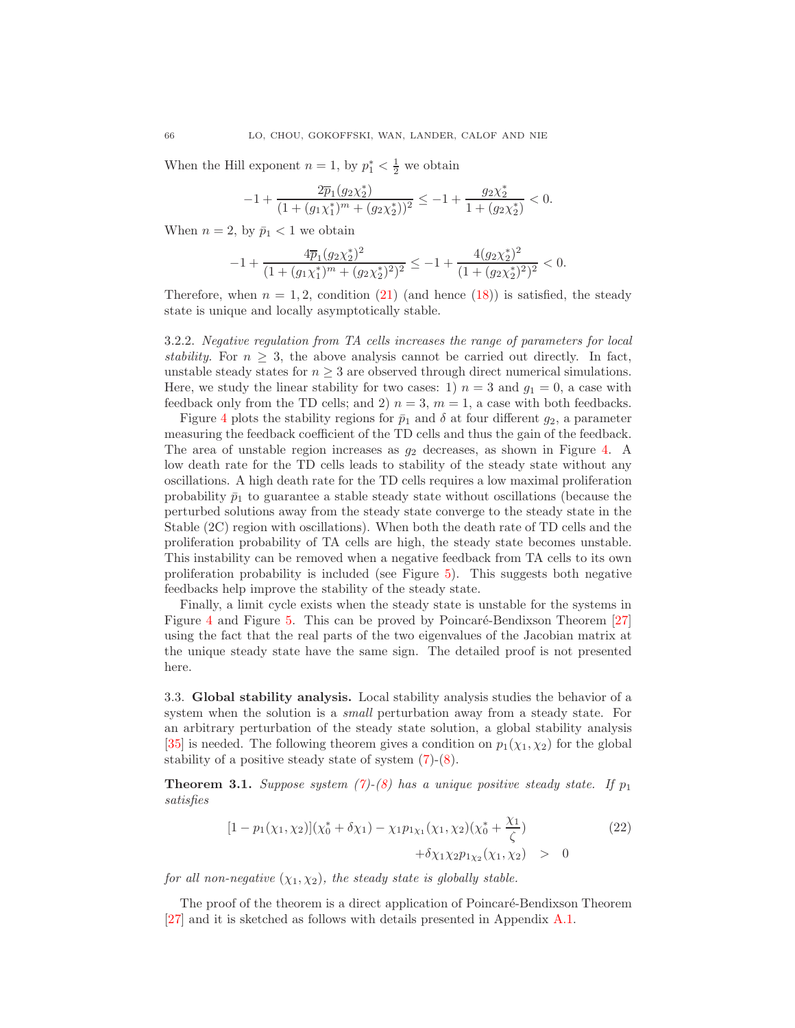When the Hill exponent $n = 1$, by $p_1^* < \frac{1}{2}$ we obtain

$$-1 + \frac{2\overline{p}_1(g_2\chi_2^*)}{(1+(g_1\chi_1^*)^m + (g_2\chi_2^*))^2} \leq -1 + \frac{g_2\chi_2^*}{1+(g_2\chi_2^*)} < 0.$$

When $n = 2$, by $\bar{p}_1 < 1$ we obtain

$$-1 + \frac{4\overline{p}_1(g_2\chi_2^*)^2}{(1+(g_1\chi_1^*)^m + (g_2\chi_2^*)^2)^2} \leq -1 + \frac{4(g_2\chi_2^*)^2}{(1+(g_2\chi_2^*)^2)^2} < 0.$$

Therefore, when $n = 1, 2$, condition (21) (and hence (18)) is satisfied, the steady state is unique and locally asymptotically stable.

3.2.2. *Negative regulation from TA cells increases the range of parameters for local stability.* For $n \geq 3$, the above analysis cannot be carried out directly. In fact, unstable steady states for $n \geq 3$ are observed through direct numerical simulations. Here, we study the linear stability for two cases: 1) $n = 3$ and $g_1 = 0$, a case with feedback only from the TD cells; and 2) $n = 3$, $m = 1$, a case with both feedbacks.

Figure 4 plots the stability regions for $\bar{p}_1$ and $\delta$ at four different $g_2$, a parameter measuring the feedback coefficient of the TD cells and thus the gain of the feedback. The area of unstable region increases as $g_2$ decreases, as shown in Figure 4. A low death rate for the TD cells leads to stability of the steady state without any oscillations. A high death rate for the TD cells requires a low maximal proliferation probability $\bar{p}_1$ to guarantee a stable steady state without oscillations (because the perturbed solutions away from the steady state converge to the steady state in the Stable (2C) region with oscillations). When both the death rate of TD cells and the proliferation probability of TA cells are high, the steady state becomes unstable. This instability can be removed when a negative feedback from TA cells to its own proliferation probability is included (see Figure 5). This suggests both negative feedbacks help improve the stability of the steady state.

Finally, a limit cycle exists when the steady state is unstable for the systems in Figure 4 and Figure 5. This can be proved by Poincaré-Bendixson Theorem [27] using the fact that the real parts of the two eigenvalues of the Jacobian matrix at the unique steady state have the same sign. The detailed proof is not presented here.

### 3.3. Global stability analysis.

Local stability analysis studies the behavior of a system when the solution is a *small* perturbation away from a steady state. For an arbitrary perturbation of the steady state solution, a global stability analysis [35] is needed. The following theorem gives a condition on $p_1(\chi_1, \chi_2)$ for the global stability of a positive steady state of system (7)-(8).

**Theorem 3.1.** *Suppose system (7)-(8) has a unique positive steady state. If $p_1$ satisfies*

$$\begin{aligned}[1-p_1(\chi_1,\chi_2)](\chi_0^*+\delta\chi_1) - \chi_1 p_{1\chi_1}(\chi_1,\chi_2)(\chi_0^*+\frac{\chi_1}{\zeta}) & \\ +\delta\chi_1\chi_2 p_{1\chi_2}(\chi_1,\chi_2) & > 0 \end{aligned} \tag{22}$$

*for all non-negative $(\chi_1, \chi_2)$, the steady state is globally stable.*

The proof of the theorem is a direct application of Poincaré-Bendixson Theorem [27] and it is sketched as follows with details presented in Appendix A.1.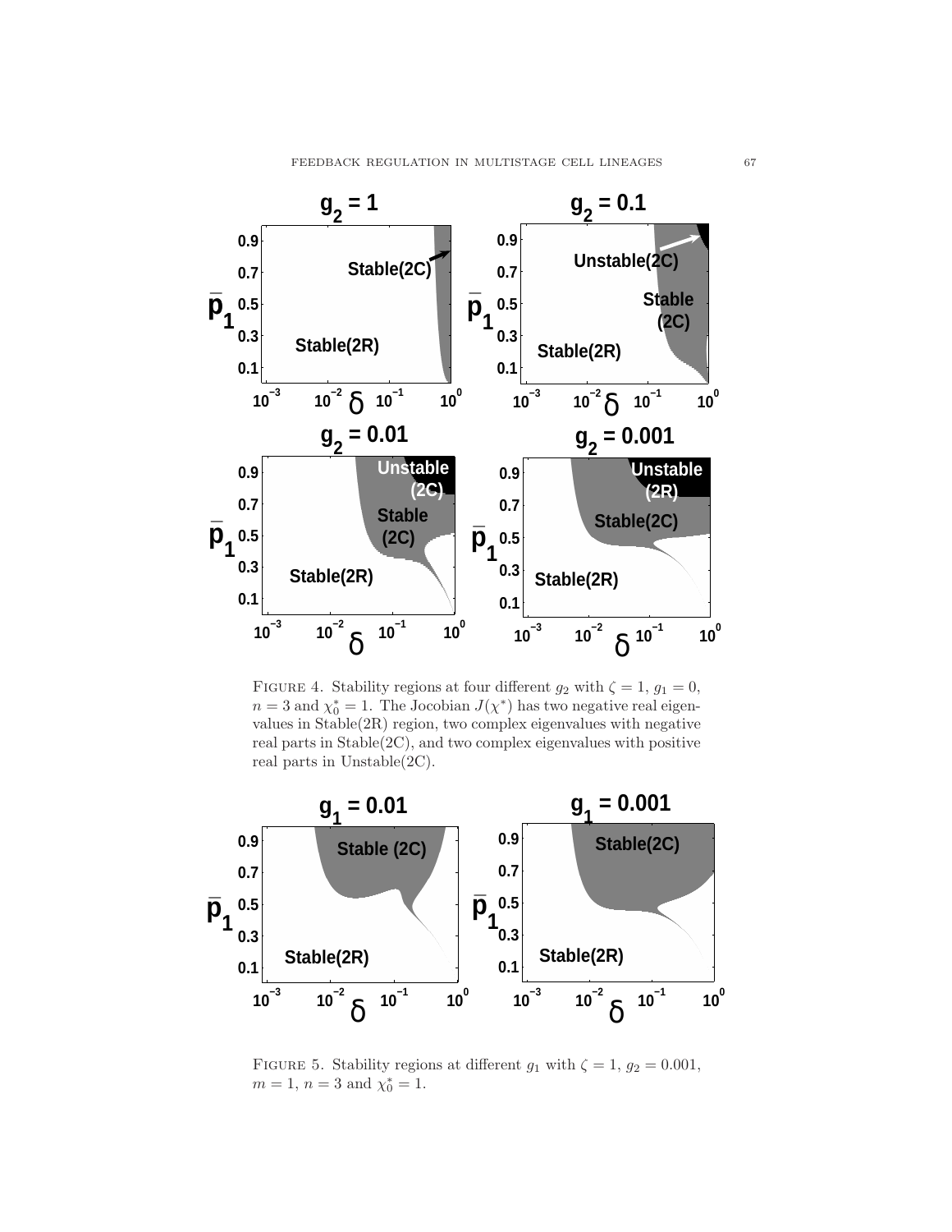FIGURE 4. Stability regions at four different $g_2$ with $\zeta = 1$, $g_1 = 0$, $n = 3$ and $\chi_0^* = 1$. The Jocobian $J(\chi^*)$ has two negative real eigenvalues in Stable(2R) region, two complex eigenvalues with negative real parts in Stable(2C), and two complex eigenvalues with positive real parts in Unstable(2C).

FIGURE 5. Stability regions at different $g_1$ with $\zeta = 1$, $g_2 = 0.001$, $m = 1$, $n = 3$ and $\chi_0^* = 1$.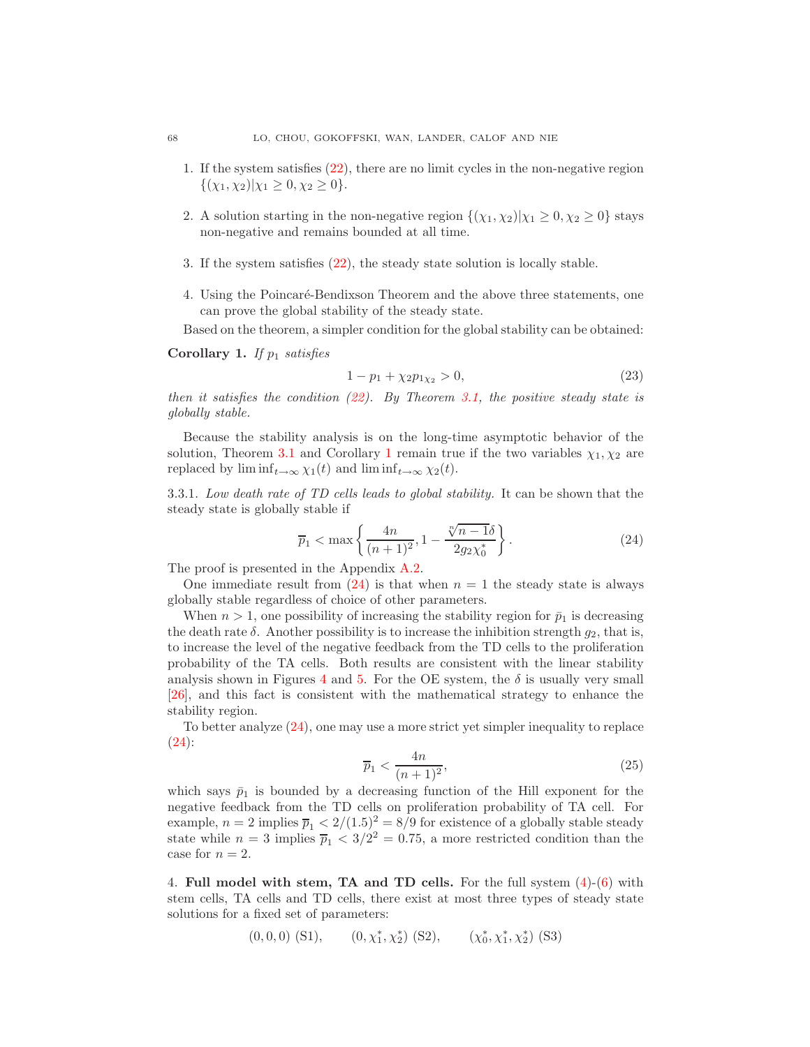1. If the system satisfies (22), there are no limit cycles in the non-negative region $\{(\chi_1, \chi_2) | \chi_1 \geq 0, \chi_2 \geq 0\}$.

2. A solution starting in the non-negative region $\{(\chi_1, \chi_2) | \chi_1 \geq 0, \chi_2 \geq 0\}$ stays non-negative and remains bounded at all time.

3. If the system satisfies (22), the steady state solution is locally stable.

4. Using the Poincaré-Bendixson Theorem and the above three statements, one can prove the global stability of the steady state.

Based on the theorem, a simpler condition for the global stability can be obtained:

**Corollary 1.** *If $p_1$ satisfies*

$$1 - p_1 + \chi_2 p_{1\chi_2} > 0, \tag{23}$$

*then it satisfies the condition (22). By Theorem 3.1, the positive steady state is globally stable.*

Because the stability analysis is on the long-time asymptotic behavior of the solution, Theorem 3.1 and Corollary 1 remain true if the two variables $\chi_1, \chi_2$ are replaced by $\liminf_{t\to\infty} \chi_1(t)$ and $\liminf_{t\to\infty} \chi_2(t)$.

3.3.1. *Low death rate of TD cells leads to global stability.* It can be shown that the steady state is globally stable if

$$\overline{p}_1 < \max\left\{\frac{4n}{(n+1)^2}, 1 - \frac{\sqrt[n]{n-1}\delta}{2g_2\chi_0^*}\right\}. \tag{24}$$

The proof is presented in the Appendix A.2.

One immediate result from (24) is that when $n = 1$ the steady state is always globally stable regardless of choice of other parameters.

When $n > 1$, one possibility of increasing the stability region for $\bar{p}_1$ is decreasing the death rate $\delta$. Another possibility is to increase the inhibition strength $g_2$, that is, to increase the level of the negative feedback from the TD cells to the proliferation probability of the TA cells. Both results are consistent with the linear stability analysis shown in Figures 4 and 5. For the OE system, the $\delta$ is usually very small [26], and this fact is consistent with the mathematical strategy to enhance the stability region.

To better analyze (24), one may use a more strict yet simpler inequality to replace (24):

$$\overline{p}_1 < \frac{4n}{(n+1)^2}, \tag{25}$$

which says $\bar{p}_1$ is bounded by a decreasing function of the Hill exponent for the negative feedback from the TD cells on proliferation probability of TA cell. For example, $n = 2$ implies $\overline{p}_1 < 2/(1.5)^2 = 8/9$ for existence of a globally stable steady state while $n = 3$ implies $\overline{p}_1 < 3/2^2 = 0.75$, a more restricted condition than the case for $n = 2$.

## 4. Full model with stem, TA and TD cells.

For the full system (4)-(6) with stem cells, TA cells and TD cells, there exist at most three types of steady state solutions for a fixed set of parameters:

$$(0, 0, 0) \text{ (S1)}, \qquad (0, \chi_1^*, \chi_2^*) \text{ (S2)}, \qquad (\chi_0^*, \chi_1^*, \chi_2^*) \text{ (S3)}$$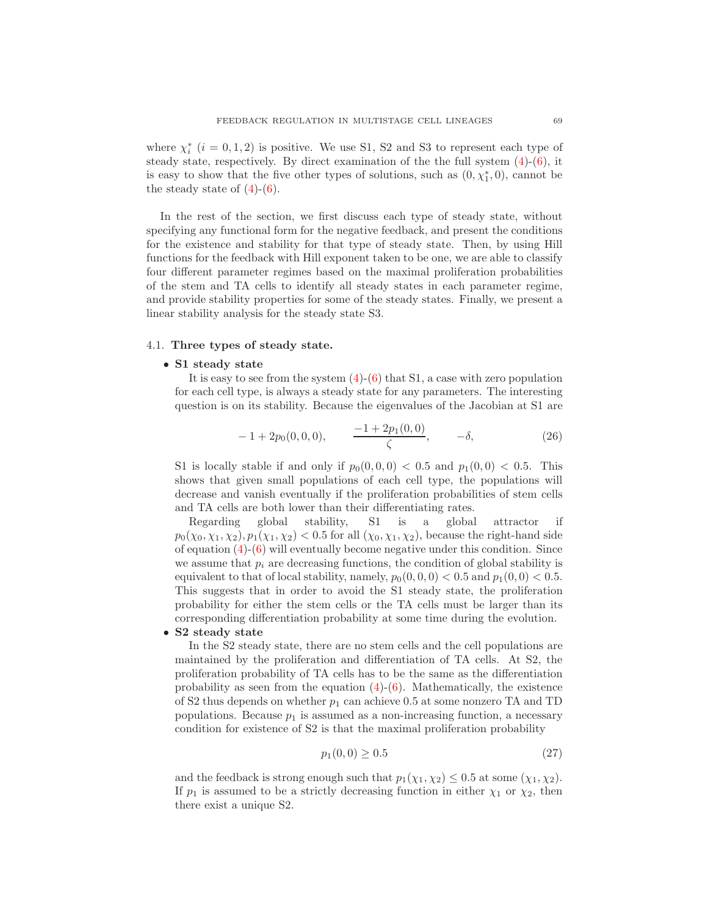where $\chi_i^*$ ($i = 0, 1, 2$) is positive. We use S1, S2 and S3 to represent each type of steady state, respectively. By direct examination of the the full system (4)-(6), it is easy to show that the five other types of solutions, such as $(0, \chi_1^*, 0)$, cannot be the steady state of (4)-(6).

In the rest of the section, we first discuss each type of steady state, without specifying any functional form for the negative feedback, and present the conditions for the existence and stability for that type of steady state. Then, by using Hill functions for the feedback with Hill exponent taken to be one, we are able to classify four different parameter regimes based on the maximal proliferation probabilities of the stem and TA cells to identify all steady states in each parameter regime, and provide stability properties for some of the steady states. Finally, we present a linear stability analysis for the steady state S3.

## 4.1. Three types of steady state.

- **S1 steady state**

  It is easy to see from the system (4)-(6) that S1, a case with zero population for each cell type, is always a steady state for any parameters. The interesting question is on its stability. Because the eigenvalues of the Jacobian at S1 are

$$-1 + 2p_0(0,0,0), \qquad \frac{-1 + 2p_1(0,0)}{\zeta}, \qquad -\delta, \tag{26}$$

  S1 is locally stable if and only if $p_0(0,0,0) < 0.5$ and $p_1(0,0) < 0.5$. This shows that given small populations of each cell type, the populations will decrease and vanish eventually if the proliferation probabilities of stem cells and TA cells are both lower than their differentiating rates.

  Regarding global stability, S1 is a global attractor if $p_0(\chi_0, \chi_1, \chi_2), p_1(\chi_1, \chi_2) < 0.5$ for all $(\chi_0, \chi_1, \chi_2)$, because the right-hand side of equation (4)-(6) will eventually become negative under this condition. Since we assume that $p_i$ are decreasing functions, the condition of global stability is equivalent to that of local stability, namely, $p_0(0,0,0) < 0.5$ and $p_1(0,0) < 0.5$. This suggests that in order to avoid the S1 steady state, the proliferation probability for either the stem cells or the TA cells must be larger than its corresponding differentiation probability at some time during the evolution.

- **S2 steady state**

  In the S2 steady state, there are no stem cells and the cell populations are maintained by the proliferation and differentiation of TA cells. At S2, the proliferation probability of TA cells has to be the same as the differentiation probability as seen from the equation (4)-(6). Mathematically, the existence of S2 thus depends on whether $p_1$ can achieve 0.5 at some nonzero TA and TD populations. Because $p_1$ is assumed as a non-increasing function, a necessary condition for existence of S2 is that the maximal proliferation probability

$$p_1(0,0) \geq 0.5 \tag{27}$$

  and the feedback is strong enough such that $p_1(\chi_1, \chi_2) \leq 0.5$ at some $(\chi_1, \chi_2)$. If $p_1$ is assumed to be a strictly decreasing function in either $\chi_1$ or $\chi_2$, then there exist a unique S2.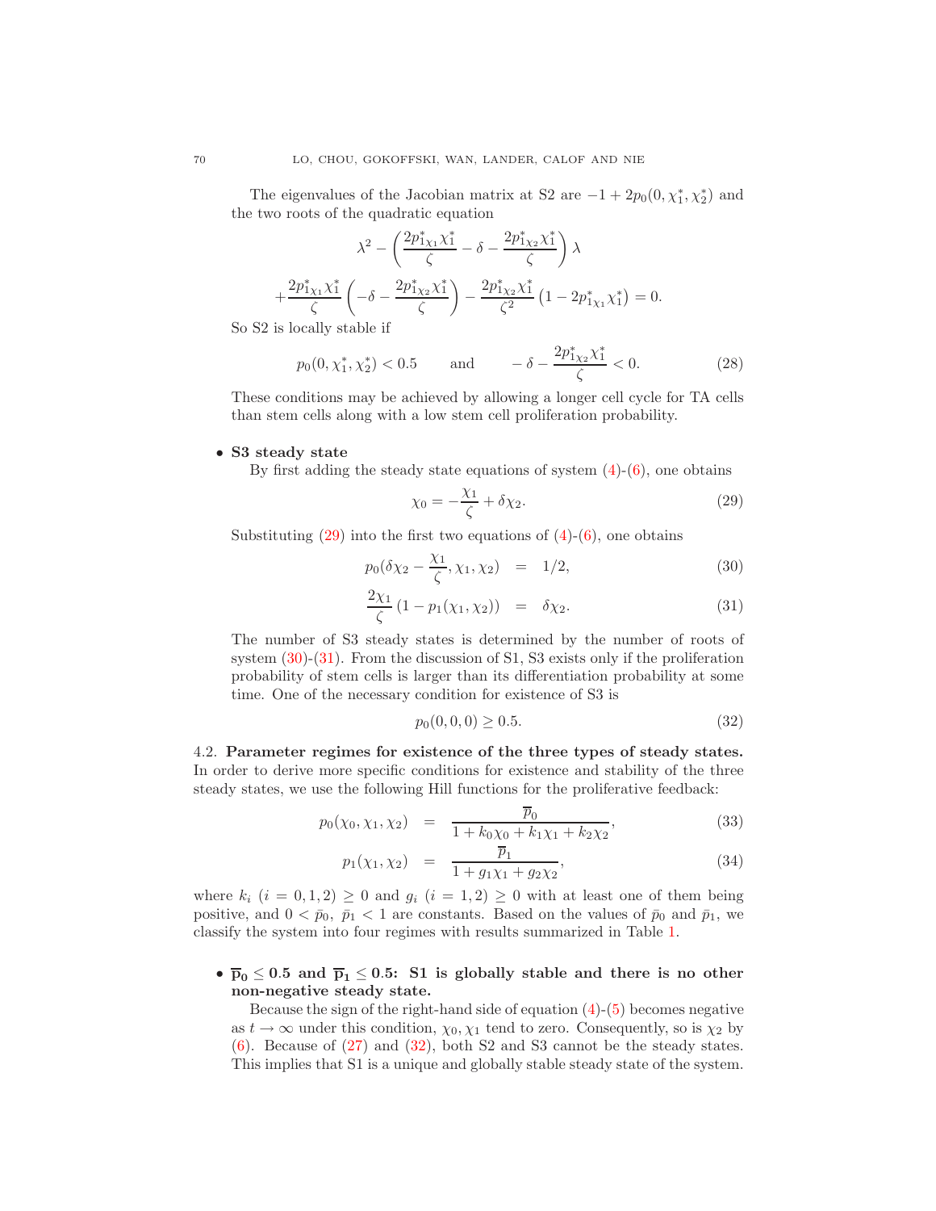The eigenvalues of the Jacobian matrix at S2 are $-1 + 2p_0(0, \chi_1^*, \chi_2^*)$ and the two roots of the quadratic equation

$$\lambda^2 - \left( \frac{2p^*_{1\chi_1}\chi_1^*}{\zeta} - \delta - \frac{2p^*_{1\chi_2}\chi_1^*}{\zeta} \right)\lambda$$

$$+ \frac{2p^*_{1\chi_1}\chi_1^*}{\zeta}\left( -\delta - \frac{2p^*_{1\chi_2}\chi_1^*}{\zeta} \right) - \frac{2p^*_{1\chi_2}\chi_1^*}{\zeta^2}\left(1 - 2p^*_{1\chi_1}\chi_1^*\right) = 0.$$

So S2 is locally stable if

$$p_0(0, \chi_1^*, \chi_2^*) < 0.5 \qquad \text{and} \qquad -\delta - \frac{2p^*_{1\chi_2}\chi_1^*}{\zeta} < 0. \tag{28}$$

These conditions may be achieved by allowing a longer cell cycle for TA cells than stem cells along with a low stem cell proliferation probability.

- **S3 steady state**

  By first adding the steady state equations of system (4)-(6), one obtains

$$\chi_0 = -\frac{\chi_1}{\zeta} + \delta\chi_2. \tag{29}$$

  Substituting (29) into the first two equations of (4)-(6), one obtains

$$p_0(\delta\chi_2 - \frac{\chi_1}{\zeta}, \chi_1, \chi_2) = 1/2, \tag{30}$$

$$\frac{2\chi_1}{\zeta}\left(1 - p_1(\chi_1, \chi_2)\right) = \delta\chi_2. \tag{31}$$

  The number of S3 steady states is determined by the number of roots of system (30)-(31). From the discussion of S1, S3 exists only if the proliferation probability of stem cells is larger than its differentiation probability at some time. One of the necessary condition for existence of S3 is

$$p_0(0, 0, 0) \geq 0.5. \tag{32}$$

4.2. **Parameter regimes for existence of the three types of steady states.** In order to derive more specific conditions for existence and stability of the three steady states, we use the following Hill functions for the proliferative feedback:

$$p_0(\chi_0, \chi_1, \chi_2) = \frac{\overline{p}_0}{1 + k_0\chi_0 + k_1\chi_1 + k_2\chi_2}, \tag{33}$$

$$p_1(\chi_1, \chi_2) = \frac{\overline{p}_1}{1 + g_1\chi_1 + g_2\chi_2}, \tag{34}$$

where $k_i$ $(i = 0, 1, 2) \geq 0$ and $g_i$ $(i = 1, 2) \geq 0$ with at least one of them being positive, and $0 < \bar{p}_0,\ \bar{p}_1 < 1$ are constants. Based on the values of $\bar{p}_0$ and $\bar{p}_1$, we classify the system into four regimes with results summarized in Table 1.

- **$\overline{\mathbf{p}}_0 \leq 0.5$ and $\overline{\mathbf{p}}_1 \leq 0.5$: S1 is globally stable and there is no other non-negative steady state.**

  Because the sign of the right-hand side of equation (4)-(5) becomes negative as $t \to \infty$ under this condition, $\chi_0, \chi_1$ tend to zero. Consequently, so is $\chi_2$ by (6). Because of (27) and (32), both S2 and S3 cannot be the steady states. This implies that S1 is a unique and globally stable steady state of the system.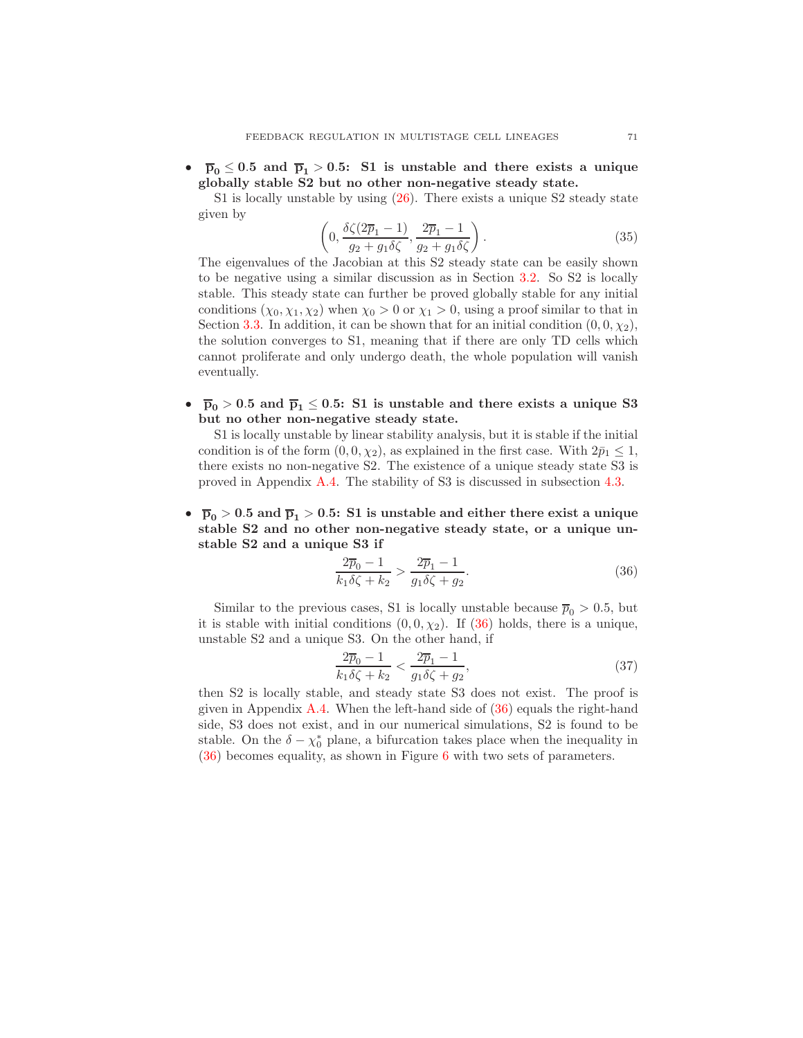- $\overline{\mathbf{p}}_\mathbf{0} \leq \mathbf{0.5}$ **and** $\overline{\mathbf{p}}_\mathbf{1} > \mathbf{0.5}$**: S1 is unstable and there exists a unique globally stable S2 but no other non-negative steady state.**

  S1 is locally unstable by using (26). There exists a unique S2 steady state given by

$$\left(0, \frac{\delta\zeta(2\overline{p}_1 - 1)}{g_2 + g_1\delta\zeta}, \frac{2\overline{p}_1 - 1}{g_2 + g_1\delta\zeta}\right). \tag{35}$$

  The eigenvalues of the Jacobian at this S2 steady state can be easily shown to be negative using a similar discussion as in Section 3.2. So S2 is locally stable. This steady state can further be proved globally stable for any initial conditions $(\chi_0, \chi_1, \chi_2)$ when $\chi_0 > 0$ or $\chi_1 > 0$, using a proof similar to that in Section 3.3. In addition, it can be shown that for an initial condition $(0, 0, \chi_2)$, the solution converges to S1, meaning that if there are only TD cells which cannot proliferate and only undergo death, the whole population will vanish eventually.

- $\overline{\mathbf{p}}_\mathbf{0} > \mathbf{0.5}$ **and** $\overline{\mathbf{p}}_\mathbf{1} \leq \mathbf{0.5}$**: S1 is unstable and there exists a unique S3 but no other non-negative steady state.**

  S1 is locally unstable by linear stability analysis, but it is stable if the initial condition is of the form $(0, 0, \chi_2)$, as explained in the first case. With $2\bar{p}_1 \leq 1$, there exists no non-negative S2. The existence of a unique steady state S3 is proved in Appendix A.4. The stability of S3 is discussed in subsection 4.3.

- $\overline{\mathbf{p}}_\mathbf{0} > \mathbf{0.5}$ **and** $\overline{\mathbf{p}}_\mathbf{1} > \mathbf{0.5}$**: S1 is unstable and either there exist a unique stable S2 and no other non-negative steady state, or a unique unstable S2 and a unique S3 if**

$$\frac{2\overline{p}_0 - 1}{k_1\delta\zeta + k_2} > \frac{2\overline{p}_1 - 1}{g_1\delta\zeta + g_2}. \tag{36}$$

  Similar to the previous cases, S1 is locally unstable because $\overline{p}_0 > 0.5$, but it is stable with initial conditions $(0, 0, \chi_2)$. If (36) holds, there is a unique, unstable S2 and a unique S3. On the other hand, if

$$\frac{2\overline{p}_0 - 1}{k_1\delta\zeta + k_2} < \frac{2\overline{p}_1 - 1}{g_1\delta\zeta + g_2}, \tag{37}$$

  then S2 is locally stable, and steady state S3 does not exist. The proof is given in Appendix A.4. When the left-hand side of (36) equals the right-hand side, S3 does not exist, and in our numerical simulations, S2 is found to be stable. On the $\delta - \chi_0^*$ plane, a bifurcation takes place when the inequality in (36) becomes equality, as shown in Figure 6 with two sets of parameters.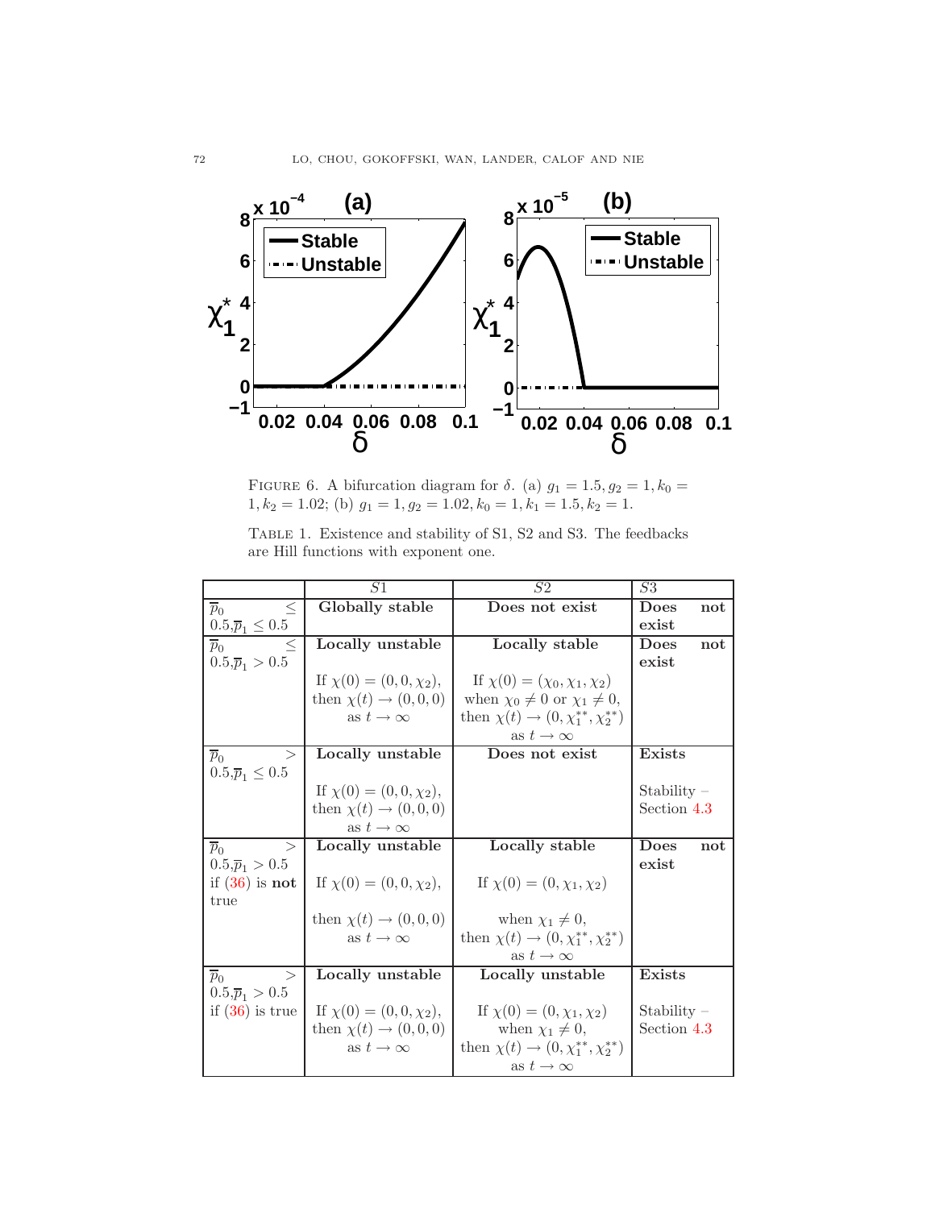FIGURE 6. A bifurcation diagram for $\delta$. (a) $g_1 = 1.5, g_2 = 1, k_0 = 1, k_2 = 1.02$; (b) $g_1 = 1, g_2 = 1.02, k_0 = 1, k_1 = 1.5, k_2 = 1$.

TABLE 1. Existence and stability of S1, S2 and S3. The feedbacks are Hill functions with exponent one.

| | $S1$ | $S2$ | $S3$ |
|---|---|---|---|
| $\overline{p}_0 \leq 0.5, \overline{p}_1 \leq 0.5$ | **Globally stable** | **Does not exist** | **Does not exist** |
| $\overline{p}_0 \leq 0.5, \overline{p}_1 > 0.5$ | **Locally unstable**<br><br>If $\chi(0) = (0, 0, \chi_2)$, then $\chi(t) \to (0, 0, 0)$ as $t \to \infty$ | **Locally stable**<br><br>If $\chi(0) = (\chi_0, \chi_1, \chi_2)$ when $\chi_0 \neq 0$ or $\chi_1 \neq 0$, then $\chi(t) \to (0, \chi_1^{**}, \chi_2^{**})$ as $t \to \infty$ | **Does not exist** |
| $\overline{p}_0 > 0.5, \overline{p}_1 \leq 0.5$ | **Locally unstable**<br><br>If $\chi(0) = (0, 0, \chi_2)$, then $\chi(t) \to (0, 0, 0)$ as $t \to \infty$ | **Does not exist** | **Exists**<br><br>Stability – Section 4.3 |
| $\overline{p}_0 > 0.5, \overline{p}_1 > 0.5$ if (36) is **not** true | **Locally unstable**<br><br>If $\chi(0) = (0, 0, \chi_2)$,<br><br>then $\chi(t) \to (0, 0, 0)$ as $t \to \infty$ | **Locally stable**<br><br>If $\chi(0) = (0, \chi_1, \chi_2)$<br><br>when $\chi_1 \neq 0$, then $\chi(t) \to (0, \chi_1^{**}, \chi_2^{**})$ as $t \to \infty$ | **Does not exist** |
| $\overline{p}_0 > 0.5, \overline{p}_1 > 0.5$ if (36) is true | **Locally unstable**<br><br>If $\chi(0) = (0, 0, \chi_2)$, then $\chi(t) \to (0, 0, 0)$ as $t \to \infty$ | **Locally unstable**<br><br>If $\chi(0) = (0, \chi_1, \chi_2)$ when $\chi_1 \neq 0$, then $\chi(t) \to (0, \chi_1^{**}, \chi_2^{**})$ as $t \to \infty$ | **Exists**<br><br>Stability – Section 4.3 |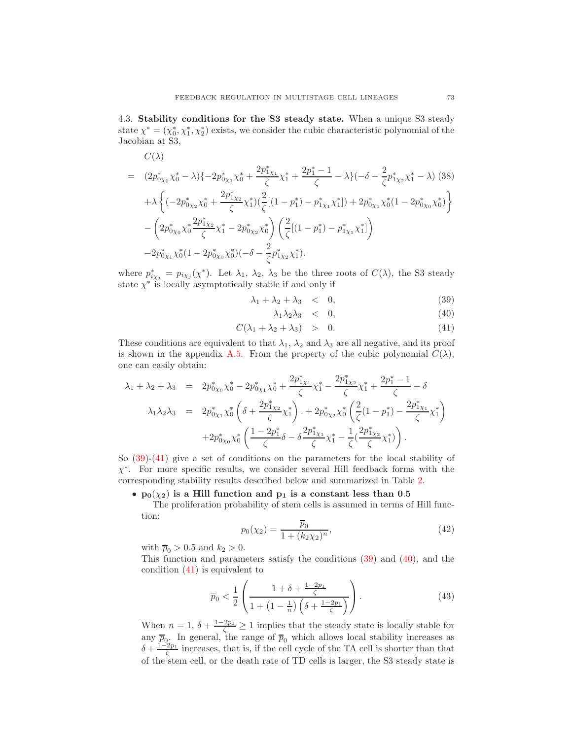4.3. **Stability conditions for the S3 steady state.** When a unique S3 steady state $\chi^* = (\chi_0^*, \chi_1^*, \chi_2^*)$ exists, we consider the cubic characteristic polynomial of the Jacobian at S3,

$$
\begin{aligned}
& C(\lambda) \\
= \;& (2p^*_{0\chi_0}\chi_0^* - \lambda)\{-2p^*_{0\chi_1}\chi_0^* + \frac{2p^*_{1\chi_1}}{\zeta}\chi_1^* + \frac{2p_1^* - 1}{\zeta} - \lambda\}(-\delta - \frac{2}{\zeta}p^*_{1\chi_2}\chi_1^* - \lambda) \quad (38) \\
& + \lambda\left\{(-2p^*_{0\chi_2}\chi_0^* + \frac{2p^*_{1\chi_2}}{\zeta}\chi_1^*)(\frac{2}{\zeta}[(1-p_1^*) - p^*_{1\chi_1}\chi_1^*]) + 2p^*_{0\chi_1}\chi_0^*(1 - 2p^*_{0\chi_0}\chi_0^*)\right\} \\
& - \left(2p^*_{0\chi_0}\chi_0^*\frac{2p^*_{1\chi_2}}{\zeta}\chi_1^* - 2p^*_{0\chi_2}\chi_0^*\right)\left(\frac{2}{\zeta}[(1-p_1^*) - p^*_{1\chi_1}\chi_1^*]\right) \\
& - 2p^*_{0\chi_1}\chi_0^*(1 - 2p^*_{0\chi_0}\chi_0^*)(-\delta - \frac{2}{\zeta}p^*_{1\chi_2}\chi_1^*).
\end{aligned}
$$

where $p^*_{i\chi_j} = p_{i\chi_j}(\chi^*)$. Let $\lambda_1$, $\lambda_2$, $\lambda_3$ be the three roots of $C(\lambda)$, the S3 steady state $\chi^*$ is locally asymptotically stable if and only if

$$
\lambda_1 + \lambda_2 + \lambda_3 < 0, \quad (39)
$$

$$
\lambda_1\lambda_2\lambda_3 < 0, \quad (40)
$$

$$
C(\lambda_1 + \lambda_2 + \lambda_3) > 0. \quad (41)
$$

These conditions are equivalent to that $\lambda_1$, $\lambda_2$ and $\lambda_3$ are all negative, and its proof is shown in the appendix A.5. From the property of the cubic polynomial $C(\lambda)$, one can easily obtain:

$$
\begin{aligned}
\lambda_1 + \lambda_2 + \lambda_3 &= 2p^*_{0\chi_0}\chi_0^* - 2p^*_{0\chi_1}\chi_0^* + \frac{2p^*_{1\chi_1}}{\zeta}\chi_1^* - \frac{2p^*_{1\chi_2}}{\zeta}\chi_1^* + \frac{2p_1^* - 1}{\zeta} - \delta \\
\lambda_1\lambda_2\lambda_3 &= 2p^*_{0\chi_1}\chi_0^*\left(\delta + \frac{2p^*_{1\chi_2}}{\zeta}\chi_1^*\right). + 2p^*_{0\chi_2}\chi_0^*\left(\frac{2}{\zeta}(1-p_1^*) - \frac{2p^*_{1\chi_1}}{\zeta}\chi_1^*\right) \\
&\quad + 2p^*_{0\chi_0}\chi_0^*\left(\frac{1-2p_1^*}{\zeta}\delta - \delta\frac{2p^*_{1\chi_1}}{\zeta}\chi_1^* - \frac{1}{\zeta}(\frac{2p^*_{1\chi_2}}{\zeta}\chi_1^*)\right).
\end{aligned}
$$

So (39)-(41) give a set of conditions on the parameters for the local stability of $\chi^*$. For more specific results, we consider several Hill feedback forms with the corresponding stability results described below and summarized in Table 2.

- **$\mathbf{p_0(\chi_2)}$ is a Hill function and $\mathbf{p_1}$ is a constant less than 0.5**

  The proliferation probability of stem cells is assumed in terms of Hill function:

$$
p_0(\chi_2) = \frac{\overline{p}_0}{1 + (k_2\chi_2)^n}, \quad (42)
$$

  with $\overline{p}_0 > 0.5$ and $k_2 > 0$.

  This function and parameters satisfy the conditions (39) and (40), and the condition (41) is equivalent to

$$
\overline{p}_0 < \frac{1}{2}\left(\frac{1 + \delta + \frac{1-2p_1}{\zeta}}{1 + \left(1 - \frac{1}{n}\right)\left(\delta + \frac{1-2p_1}{\zeta}\right)}\right). \quad (43)
$$

  When $n = 1$, $\delta + \frac{1-2p_1}{\zeta} \geq 1$ implies that the steady state is locally stable for any $\overline{p}_0$. In general, the range of $\overline{p}_0$ which allows local stability increases as $\delta + \frac{1-2p_1}{\zeta}$ increases, that is, if the cell cycle of the TA cell is shorter than that of the stem cell, or the death rate of TD cells is larger, the S3 steady state is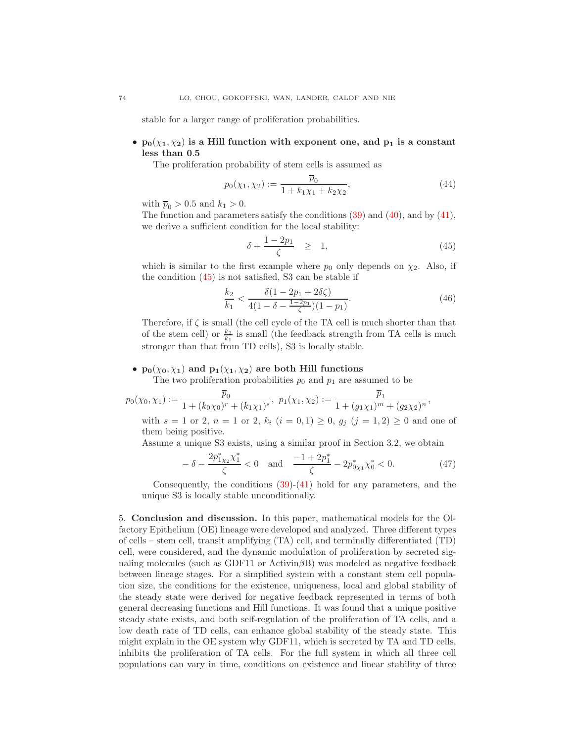stable for a larger range of proliferation probabilities.

- **$p_0(\chi_1, \chi_2)$ is a Hill function with exponent one, and $p_1$ is a constant less than 0.5**

  The proliferation probability of stem cells is assumed as

$$p_0(\chi_1, \chi_2) := \frac{\overline{p}_0}{1 + k_1\chi_1 + k_2\chi_2}, \tag{44}$$

  with $\overline{p}_0 > 0.5$ and $k_1 > 0$.

  The function and parameters satisfy the conditions (39) and (40), and by (41), we derive a sufficient condition for the local stability:

$$\delta + \frac{1 - 2p_1}{\zeta} \quad \geq \quad 1, \tag{45}$$

  which is similar to the first example where $p_0$ only depends on $\chi_2$. Also, if the condition (45) is not satisfied, S3 can be stable if

$$\frac{k_2}{k_1} < \frac{\delta(1 - 2p_1 + 2\delta\zeta)}{4(1 - \delta - \frac{1-2p_1}{\zeta})(1 - p_1)}. \tag{46}$$

  Therefore, if $\zeta$ is small (the cell cycle of the TA cell is much shorter than that of the stem cell) or $\frac{k_2}{k_1}$ is small (the feedback strength from TA cells is much stronger than that from TD cells), S3 is locally stable.

- **$p_0(\chi_0, \chi_1)$ and $p_1(\chi_1, \chi_2)$ are both Hill functions**

  The two proliferation probabilities $p_0$ and $p_1$ are assumed to be

$$p_0(\chi_0, \chi_1) := \frac{\overline{p}_0}{1 + (k_0\chi_0)^r + (k_1\chi_1)^s}, \; p_1(\chi_1, \chi_2) := \frac{\overline{p}_1}{1 + (g_1\chi_1)^m + (g_2\chi_2)^n},$$

  with $s = 1$ or $2$, $n = 1$ or $2$, $k_i$ $(i = 0, 1) \geq 0$, $g_j$ $(j = 1, 2) \geq 0$ and one of them being positive.

  Assume a unique S3 exists, using a similar proof in Section 3.2, we obtain

$$-\delta - \frac{2p^*_{1\chi_2}\chi^*_1}{\zeta} < 0 \quad \text{and} \quad \frac{-1 + 2p^*_1}{\zeta} - 2p^*_{0\chi_1}\chi^*_0 < 0. \tag{47}$$

  Consequently, the conditions (39)-(41) hold for any parameters, and the unique S3 is locally stable unconditionally.

5. **Conclusion and discussion.** In this paper, mathematical models for the Olfactory Epithelium (OE) lineage were developed and analyzed. Three different types of cells – stem cell, transit amplifying (TA) cell, and terminally differentiated (TD) cell, were considered, and the dynamic modulation of proliferation by secreted signaling molecules (such as GDF11 or Activin$\beta$B) was modeled as negative feedback between lineage stages. For a simplified system with a constant stem cell population size, the conditions for the existence, uniqueness, local and global stability of the steady state were derived for negative feedback represented in terms of both general decreasing functions and Hill functions. It was found that a unique positive steady state exists, and both self-regulation of the proliferation of TA cells, and a low death rate of TD cells, can enhance global stability of the steady state. This might explain in the OE system why GDF11, which is secreted by TA and TD cells, inhibits the proliferation of TA cells. For the full system in which all three cell populations can vary in time, conditions on existence and linear stability of three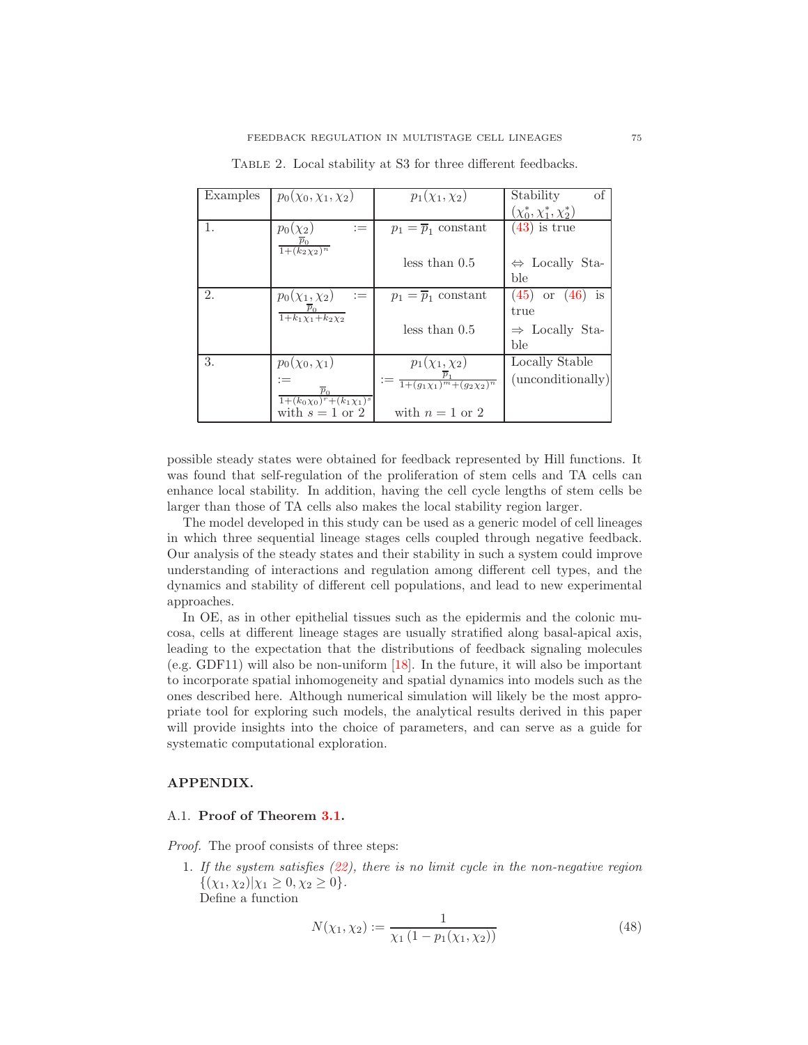Table 2. Local stability at S3 for three different feedbacks.

| Examples | $p_0(\chi_0, \chi_1, \chi_2)$ | $p_1(\chi_1, \chi_2)$ | Stability of $(\chi_0^*, \chi_1^*, \chi_2^*)$ |
|---|---|---|---|
| 1. | $p_0(\chi_2) := \frac{\overline{p}_0}{1+(k_2\chi_2)^n}$ | $p_1 = \overline{p}_1$ constant less than 0.5 | (43) is true $\Leftrightarrow$ Locally Stable |
| 2. | $p_0(\chi_1, \chi_2) := \frac{\overline{p}_0}{1+k_1\chi_1+k_2\chi_2}$ | $p_1 = \overline{p}_1$ constant less than 0.5 | (45) or (46) is true $\Rightarrow$ Locally Stable |
| 3. | $p_0(\chi_0, \chi_1) := \frac{\overline{p}_0}{1+(k_0\chi_0)^r+(k_1\chi_1)^s}$ with $s = 1$ or $2$ | $p_1(\chi_1, \chi_2) := \frac{\overline{p}_1}{1+(g_1\chi_1)^m+(g_2\chi_2)^n}$ with $n = 1$ or $2$ | Locally Stable (unconditionally) |

possible steady states were obtained for feedback represented by Hill functions. It was found that self-regulation of the proliferation of stem cells and TA cells can enhance local stability. In addition, having the cell cycle lengths of stem cells be larger than those of TA cells also makes the local stability region larger.

The model developed in this study can be used as a generic model of cell lineages in which three sequential lineage stages cells coupled through negative feedback. Our analysis of the steady states and their stability in such a system could improve understanding of interactions and regulation among different cell types, and the dynamics and stability of different cell populations, and lead to new experimental approaches.

In OE, as in other epithelial tissues such as the epidermis and the colonic mucosa, cells at different lineage stages are usually stratified along basal-apical axis, leading to the expectation that the distributions of feedback signaling molecules (e.g. GDF11) will also be non-uniform [18]. In the future, it will also be important to incorporate spatial inhomogeneity and spatial dynamics into models such as the ones described here. Although numerical simulation will likely be the most appropriate tool for exploring such models, the analytical results derived in this paper will provide insights into the choice of parameters, and can serve as a guide for systematic computational exploration.

## APPENDIX.

### A.1. Proof of Theorem 3.1.

*Proof.* The proof consists of three steps:

1. *If the system satisfies (22), there is no limit cycle in the non-negative region* $\{(\chi_1, \chi_2) | \chi_1 \geq 0, \chi_2 \geq 0\}$.
   Define a function

$$N(\chi_1, \chi_2) := \frac{1}{\chi_1 \left(1 - p_1(\chi_1, \chi_2)\right)} \tag{48}$$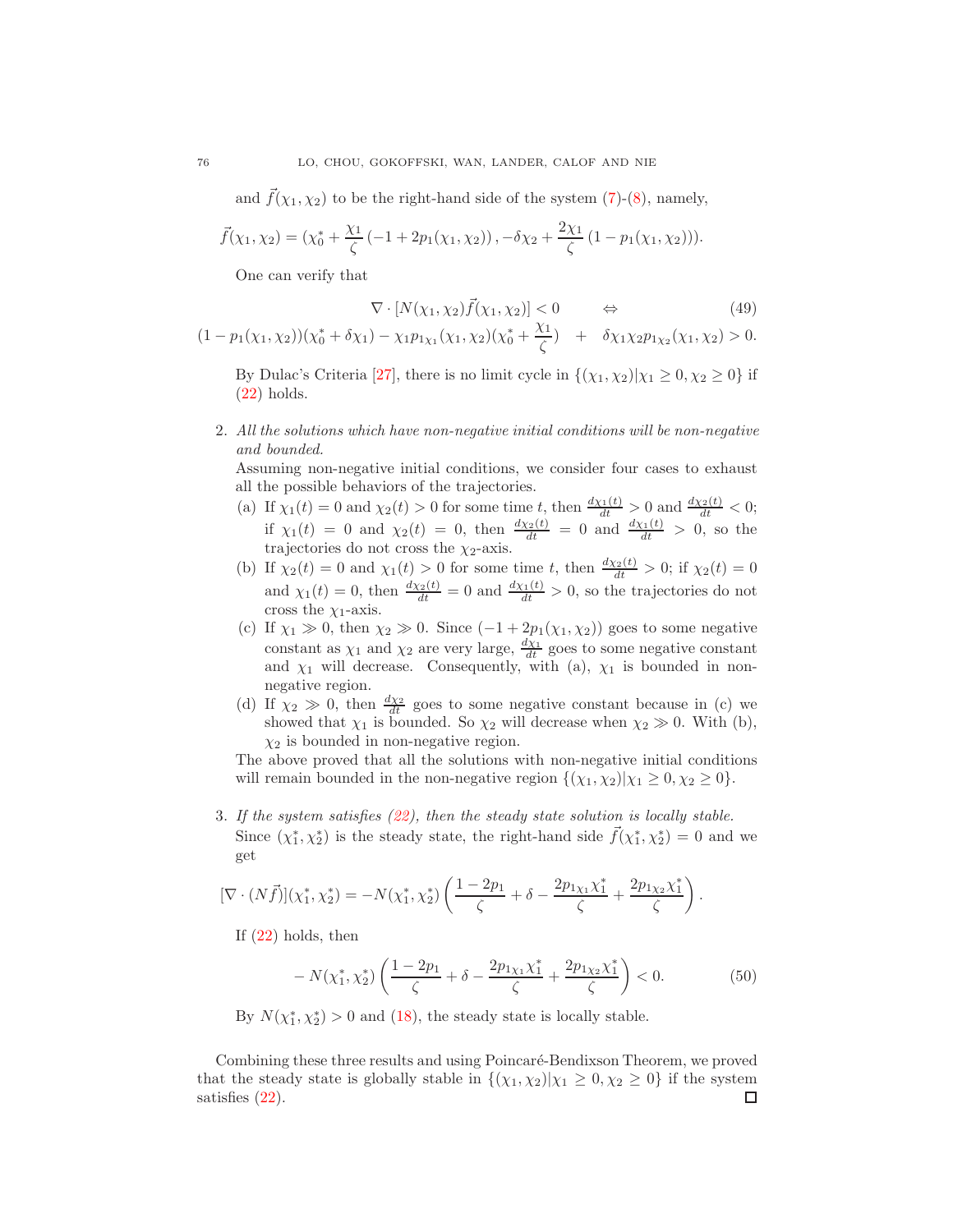and $\vec{f}(\chi_1, \chi_2)$ to be the right-hand side of the system (7)-(8), namely,

$$\vec{f}(\chi_1, \chi_2) = (\chi_0^* + \frac{\chi_1}{\zeta}(-1 + 2p_1(\chi_1, \chi_2)), -\delta\chi_2 + \frac{2\chi_1}{\zeta}(1 - p_1(\chi_1, \chi_2))).$$

One can verify that

$$\nabla \cdot [N(\chi_1, \chi_2)\vec{f}(\chi_1, \chi_2)] < 0 \qquad \Leftrightarrow \tag{49}$$

$$(1 - p_1(\chi_1, \chi_2))(\chi_0^* + \delta\chi_1) - \chi_1 p_{1\chi_1}(\chi_1, \chi_2)(\chi_0^* + \frac{\chi_1}{\zeta}) \quad + \quad \delta\chi_1\chi_2 p_{1\chi_2}(\chi_1, \chi_2) > 0.$$

By Dulac's Criteria [27], there is no limit cycle in $\{(\chi_1, \chi_2) | \chi_1 \geq 0, \chi_2 \geq 0\}$ if (22) holds.

2. *All the solutions which have non-negative initial conditions will be non-negative and bounded.*
   Assuming non-negative initial conditions, we consider four cases to exhaust all the possible behaviors of the trajectories.
   (a) If $\chi_1(t) = 0$ and $\chi_2(t) > 0$ for some time $t$, then $\frac{d\chi_1(t)}{dt} > 0$ and $\frac{d\chi_2(t)}{dt} < 0$; if $\chi_1(t) = 0$ and $\chi_2(t) = 0$, then $\frac{d\chi_2(t)}{dt} = 0$ and $\frac{d\chi_1(t)}{dt} > 0$, so the trajectories do not cross the $\chi_2$-axis.
   (b) If $\chi_2(t) = 0$ and $\chi_1(t) > 0$ for some time $t$, then $\frac{d\chi_2(t)}{dt} > 0$; if $\chi_2(t) = 0$ and $\chi_1(t) = 0$, then $\frac{d\chi_2(t)}{dt} = 0$ and $\frac{d\chi_1(t)}{dt} > 0$, so the trajectories do not cross the $\chi_1$-axis.
   (c) If $\chi_1 \gg 0$, then $\chi_2 \gg 0$. Since $(-1 + 2p_1(\chi_1, \chi_2))$ goes to some negative constant as $\chi_1$ and $\chi_2$ are very large, $\frac{d\chi_1}{dt}$ goes to some negative constant and $\chi_1$ will decrease. Consequently, with (a), $\chi_1$ is bounded in non-negative region.
   (d) If $\chi_2 \gg 0$, then $\frac{d\chi_2}{dt}$ goes to some negative constant because in (c) we showed that $\chi_1$ is bounded. So $\chi_2$ will decrease when $\chi_2 \gg 0$. With (b), $\chi_2$ is bounded in non-negative region.

   The above proved that all the solutions with non-negative initial conditions will remain bounded in the non-negative region $\{(\chi_1, \chi_2) | \chi_1 \geq 0, \chi_2 \geq 0\}$.

3. *If the system satisfies (22), then the steady state solution is locally stable.*
   Since $(\chi_1^*, \chi_2^*)$ is the steady state, the right-hand side $\vec{f}(\chi_1^*, \chi_2^*) = 0$ and we get

$$[\nabla \cdot (N\vec{f})](\chi_1^*, \chi_2^*) = -N(\chi_1^*, \chi_2^*)\left(\frac{1 - 2p_1}{\zeta} + \delta - \frac{2p_{1\chi_1}\chi_1^*}{\zeta} + \frac{2p_{1\chi_2}\chi_1^*}{\zeta}\right).$$

   If (22) holds, then

$$-N(\chi_1^*, \chi_2^*)\left(\frac{1 - 2p_1}{\zeta} + \delta - \frac{2p_{1\chi_1}\chi_1^*}{\zeta} + \frac{2p_{1\chi_2}\chi_1^*}{\zeta}\right) < 0. \tag{50}$$

   By $N(\chi_1^*, \chi_2^*) > 0$ and (18), the steady state is locally stable.

Combining these three results and using Poincaré-Bendixson Theorem, we proved that the steady state is globally stable in $\{(\chi_1, \chi_2) | \chi_1 \geq 0, \chi_2 \geq 0\}$ if the system satisfies (22). ☐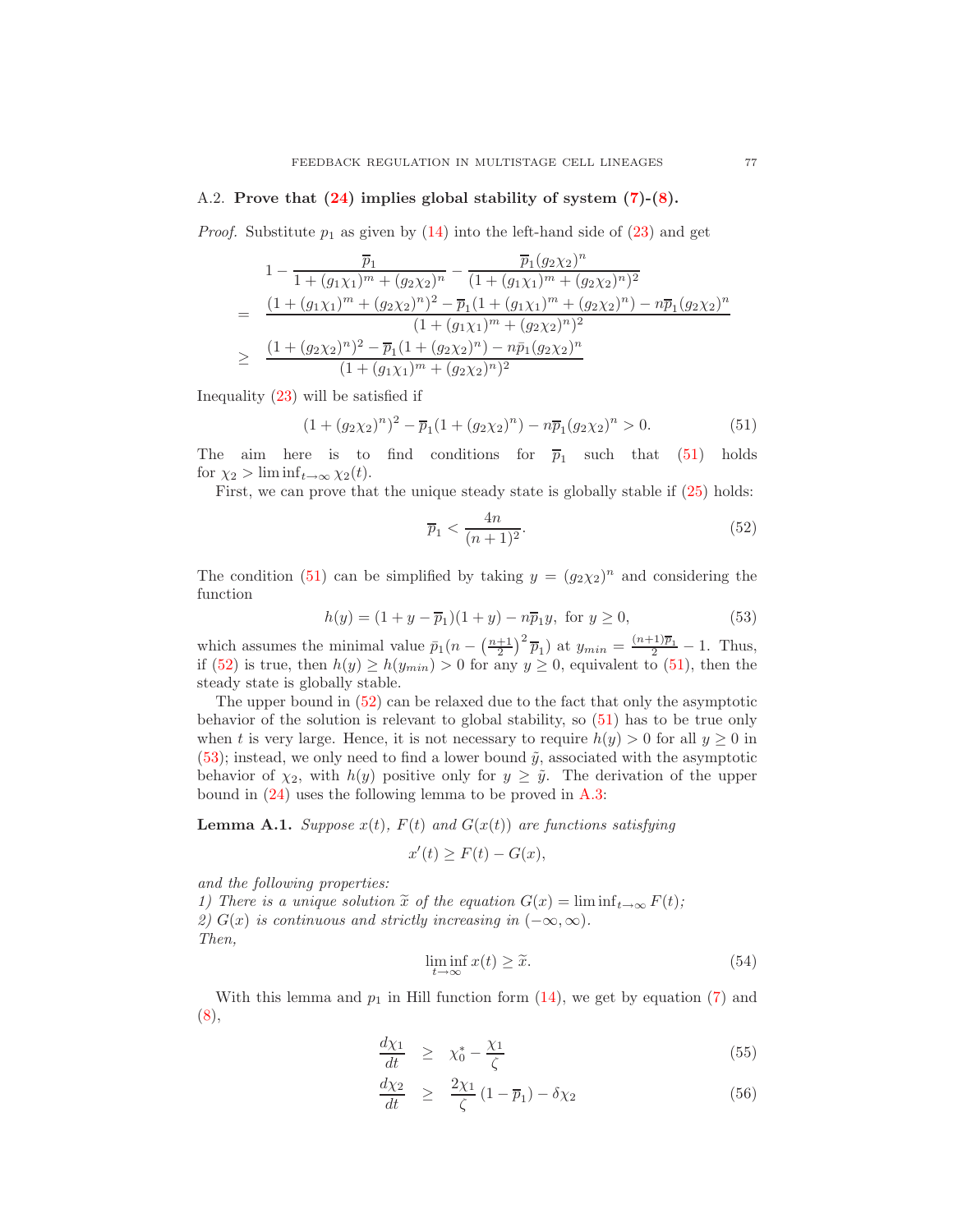### A.2. **Prove that (24) implies global stability of system (7)-(8).**

*Proof.* Substitute $p_1$ as given by (14) into the left-hand side of (23) and get

$$
\begin{aligned}
& 1 - \frac{\overline{p}_1}{1+(g_1\chi_1)^m+(g_2\chi_2)^n} - \frac{\overline{p}_1(g_2\chi_2)^n}{(1+(g_1\chi_1)^m+(g_2\chi_2)^n)^2} \\
= & \frac{(1+(g_1\chi_1)^m+(g_2\chi_2)^n)^2 - \overline{p}_1(1+(g_1\chi_1)^m+(g_2\chi_2)^n) - n\overline{p}_1(g_2\chi_2)^n}{(1+(g_1\chi_1)^m+(g_2\chi_2)^n)^2} \\
\geq & \frac{(1+(g_2\chi_2)^n)^2 - \overline{p}_1(1+(g_2\chi_2)^n) - n\bar{p}_1(g_2\chi_2)^n}{(1+(g_1\chi_1)^m+(g_2\chi_2)^n)^2}
\end{aligned}
$$

Inequality (23) will be satisfied if

$$
(1+(g_2\chi_2)^n)^2 - \overline{p}_1(1+(g_2\chi_2)^n) - n\overline{p}_1(g_2\chi_2)^n > 0. \tag{51}
$$

The aim here is to find conditions for $\overline{p}_1$ such that (51) holds for $\chi_2 > \liminf_{t\to\infty}\chi_2(t)$.

First, we can prove that the unique steady state is globally stable if (25) holds:

$$
\overline{p}_1 < \frac{4n}{(n+1)^2}. \tag{52}
$$

The condition (51) can be simplified by taking $y = (g_2\chi_2)^n$ and considering the function

$$
h(y) = (1+y-\overline{p}_1)(1+y) - n\overline{p}_1 y, \text{ for } y \geq 0, \tag{53}
$$

which assumes the minimal value $\bar{p}_1(n - \left(\frac{n+1}{2}\right)^2\overline{p}_1)$ at $y_{min} = \frac{(n+1)\overline{p}_1}{2} - 1$. Thus, if (52) is true, then $h(y) \geq h(y_{min}) > 0$ for any $y \geq 0$, equivalent to (51), then the steady state is globally stable.

The upper bound in (52) can be relaxed due to the fact that only the asymptotic behavior of the solution is relevant to global stability, so (51) has to be true only when $t$ is very large. Hence, it is not necessary to require $h(y) > 0$ for all $y \geq 0$ in (53); instead, we only need to find a lower bound $\tilde{y}$, associated with the asymptotic behavior of $\chi_2$, with $h(y)$ positive only for $y \geq \tilde{y}$. The derivation of the upper bound in (24) uses the following lemma to be proved in A.3:

**Lemma A.1.** *Suppose $x(t)$, $F(t)$ and $G(x(t))$ are functions satisfying*

$$
x'(t) \geq F(t) - G(x),
$$

*and the following properties:*
*1) There is a unique solution $\widetilde{x}$ of the equation $G(x) = \liminf_{t\to\infty} F(t)$;*
*2) $G(x)$ is continuous and strictly increasing in $(-\infty, \infty)$.*
*Then,*

$$
\liminf_{t\to\infty} x(t) \geq \widetilde{x}. \tag{54}
$$

With this lemma and $p_1$ in Hill function form (14), we get by equation (7) and (8),

$$
\frac{d\chi_1}{dt} \geq \chi_0^* - \frac{\chi_1}{\zeta} \tag{55}
$$

$$
\frac{d\chi_2}{dt} \geq \frac{2\chi_1}{\zeta}(1-\overline{p}_1) - \delta\chi_2 \tag{56}
$$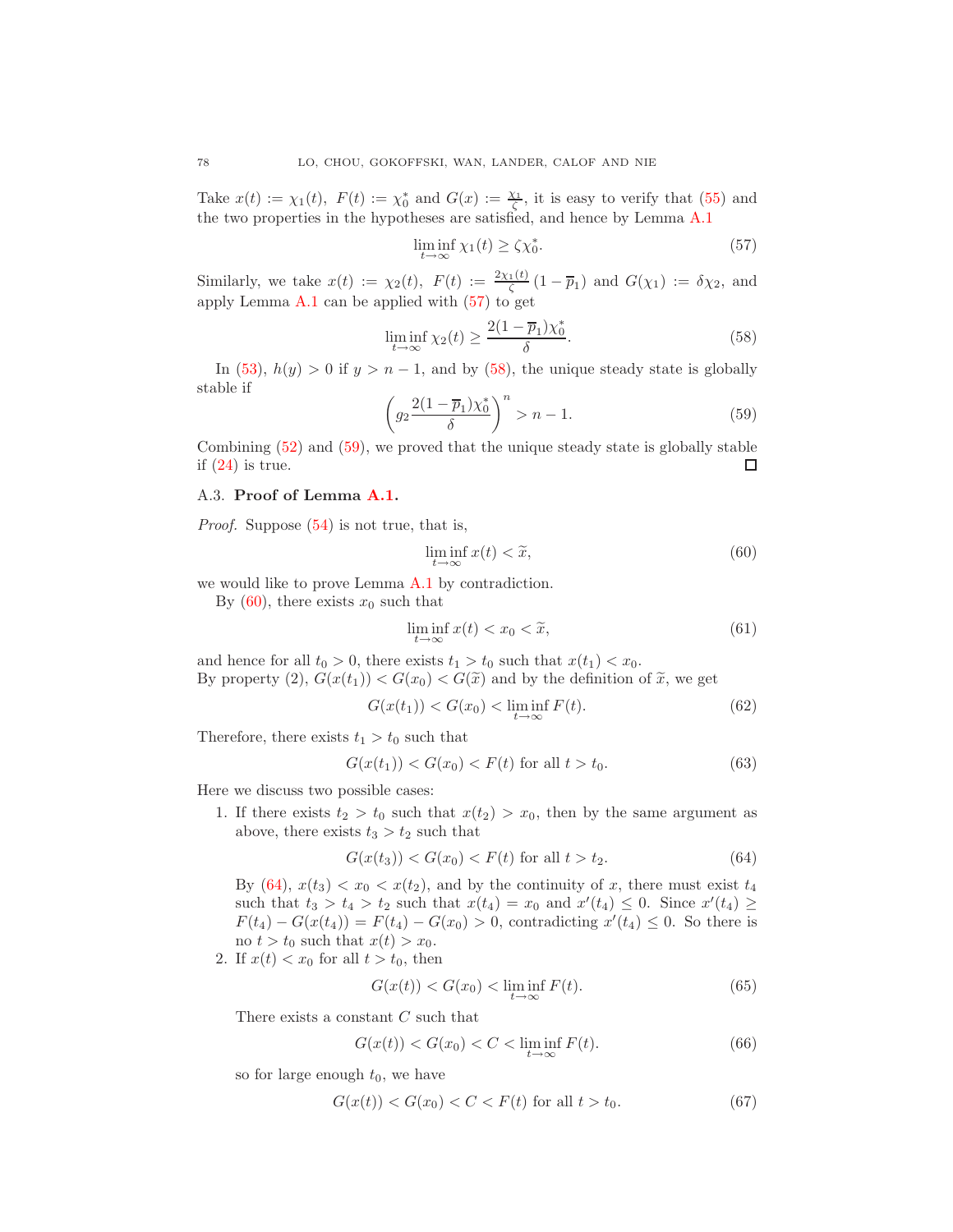Take $x(t) := \chi_1(t),\ F(t) := \chi_0^*$ and $G(x) := \frac{\chi_1}{\zeta}$, it is easy to verify that (55) and the two properties in the hypotheses are satisfied, and hence by Lemma A.1

$$\liminf_{t\to\infty} \chi_1(t) \geq \zeta\chi_0^*. \tag{57}$$

Similarly, we take $x(t) := \chi_2(t),\ F(t) := \frac{2\chi_1(t)}{\zeta}(1-\overline{p}_1)$ and $G(\chi_1) := \delta\chi_2$, and apply Lemma A.1 can be applied with (57) to get

$$\liminf_{t\to\infty} \chi_2(t) \geq \frac{2(1-\overline{p}_1)\chi_0^*}{\delta}. \tag{58}$$

In (53), $h(y) > 0$ if $y > n-1$, and by (58), the unique steady state is globally stable if

$$\left(g_2 \frac{2(1-\overline{p}_1)\chi_0^*}{\delta}\right)^n > n-1. \tag{59}$$

Combining (52) and (59), we proved that the unique steady state is globally stable if (24) is true. ☐

### A.3. **Proof of Lemma A.1.**

*Proof.* Suppose (54) is not true, that is,

$$\liminf_{t\to\infty} x(t) < \widetilde{x}, \tag{60}$$

we would like to prove Lemma A.1 by contradiction.

By (60), there exists $x_0$ such that

$$\liminf_{t\to\infty} x(t) < x_0 < \widetilde{x}, \tag{61}$$

and hence for all $t_0 > 0$, there exists $t_1 > t_0$ such that $x(t_1) < x_0$.
By property (2), $G(x(t_1)) < G(x_0) < G(\widetilde{x})$ and by the definition of $\widetilde{x}$, we get

$$G(x(t_1)) < G(x_0) < \liminf_{t\to\infty} F(t). \tag{62}$$

Therefore, there exists $t_1 > t_0$ such that

$$G(x(t_1)) < G(x_0) < F(t) \text{ for all } t > t_0. \tag{63}$$

Here we discuss two possible cases:

1. If there exists $t_2 > t_0$ such that $x(t_2) > x_0$, then by the same argument as above, there exists $t_3 > t_2$ such that

$$G(x(t_3)) < G(x_0) < F(t) \text{ for all } t > t_2. \tag{64}$$

   By (64), $x(t_3) < x_0 < x(t_2)$, and by the continuity of $x$, there must exist $t_4$ such that $t_3 > t_4 > t_2$ such that $x(t_4) = x_0$ and $x'(t_4) \leq 0$. Since $x'(t_4) \geq F(t_4) - G(x(t_4)) = F(t_4) - G(x_0) > 0$, contradicting $x'(t_4) \leq 0$. So there is no $t > t_0$ such that $x(t) > x_0$.
2. If $x(t) < x_0$ for all $t > t_0$, then

$$G(x(t)) < G(x_0) < \liminf_{t\to\infty} F(t). \tag{65}$$

   There exists a constant $C$ such that

$$G(x(t)) < G(x_0) < C < \liminf_{t\to\infty} F(t). \tag{66}$$

   so for large enough $t_0$, we have

$$G(x(t)) < G(x_0) < C < F(t) \text{ for all } t > t_0. \tag{67}$$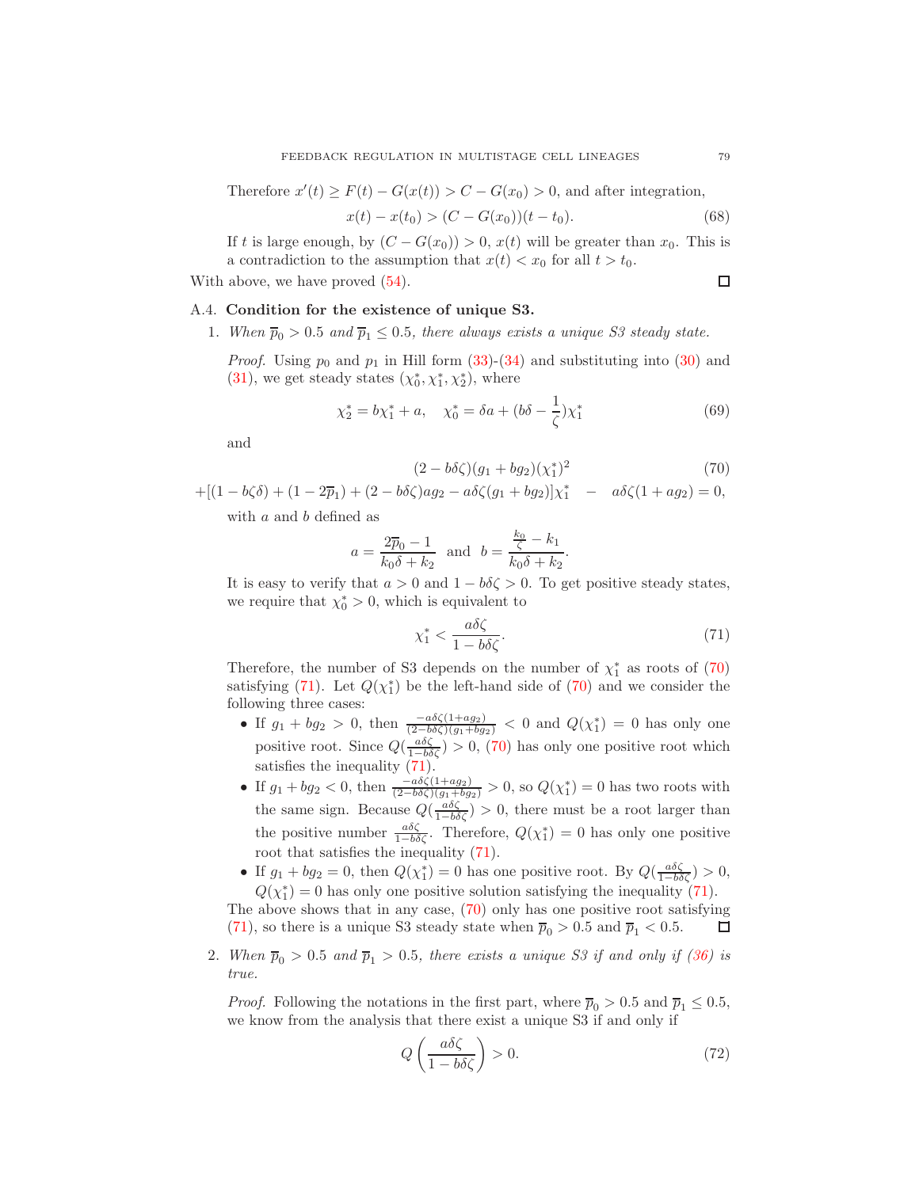Therefore $x'(t) \geq F(t) - G(x(t)) > C - G(x_0) > 0$, and after integration,

$$x(t) - x(t_0) > (C - G(x_0))(t - t_0). \tag{68}$$

If $t$ is large enough, by $(C - G(x_0)) > 0$, $x(t)$ will be greater than $x_0$. This is a contradiction to the assumption that $x(t) < x_0$ for all $t > t_0$.

With above, we have proved (54). $\square$

### A.4. Condition for the existence of unique S3.

1. *When $\overline{p}_0 > 0.5$ and $\overline{p}_1 \leq 0.5$, there always exists a unique S3 steady state.*

   *Proof.* Using $p_0$ and $p_1$ in Hill form (33)-(34) and substituting into (30) and (31), we get steady states $(\chi_0^*, \chi_1^*, \chi_2^*)$, where

   $$\chi_2^* = b\chi_1^* + a, \quad \chi_0^* = \delta a + (b\delta - \frac{1}{\zeta})\chi_1^* \tag{69}$$

   and

   $$(2 - b\delta\zeta)(g_1 + bg_2)(\chi_1^*)^2 \tag{70}$$
   $$+[(1 - b\zeta\delta) + (1 - 2\overline{p}_1) + (2 - b\delta\zeta)ag_2 - a\delta\zeta(g_1 + bg_2)]\chi_1^* \quad - \quad a\delta\zeta(1 + ag_2) = 0,$$

   with $a$ and $b$ defined as

   $$a = \frac{2\overline{p}_0 - 1}{k_0\delta + k_2} \quad \text{and} \quad b = \frac{\frac{k_0}{\zeta} - k_1}{k_0\delta + k_2}.$$

   It is easy to verify that $a > 0$ and $1 - b\delta\zeta > 0$. To get positive steady states, we require that $\chi_0^* > 0$, which is equivalent to

   $$\chi_1^* < \frac{a\delta\zeta}{1 - b\delta\zeta}. \tag{71}$$

   Therefore, the number of S3 depends on the number of $\chi_1^*$ as roots of (70) satisfying (71). Let $Q(\chi_1^*)$ be the left-hand side of (70) and we consider the following three cases:

   - If $g_1 + bg_2 > 0$, then $\frac{-a\delta\zeta(1+ag_2)}{(2-b\delta\zeta)(g_1+bg_2)} < 0$ and $Q(\chi_1^*) = 0$ has only one positive root. Since $Q(\frac{a\delta\zeta}{1-b\delta\zeta}) > 0$, (70) has only one positive root which satisfies the inequality (71).
   - If $g_1 + bg_2 < 0$, then $\frac{-a\delta\zeta(1+ag_2)}{(2-b\delta\zeta)(g_1+bg_2)} > 0$, so $Q(\chi_1^*) = 0$ has two roots with the same sign. Because $Q(\frac{a\delta\zeta}{1-b\delta\zeta}) > 0$, there must be a root larger than the positive number $\frac{a\delta\zeta}{1-b\delta\zeta}$. Therefore, $Q(\chi_1^*) = 0$ has only one positive root that satisfies the inequality (71).
   - If $g_1 + bg_2 = 0$, then $Q(\chi_1^*) = 0$ has one positive root. By $Q(\frac{a\delta\zeta}{1-b\delta\zeta}) > 0$, $Q(\chi_1^*) = 0$ has only one positive solution satisfying the inequality (71).

   The above shows that in any case, (70) only has one positive root satisfying (71), so there is a unique S3 steady state when $\overline{p}_0 > 0.5$ and $\overline{p}_1 < 0.5$. $\square$

2. *When $\overline{p}_0 > 0.5$ and $\overline{p}_1 > 0.5$, there exists a unique S3 if and only if (36) is true.*

   *Proof.* Following the notations in the first part, where $\overline{p}_0 > 0.5$ and $\overline{p}_1 \leq 0.5$, we know from the analysis that there exist a unique S3 if and only if

   $$Q\left(\frac{a\delta\zeta}{1 - b\delta\zeta}\right) > 0. \tag{72}$$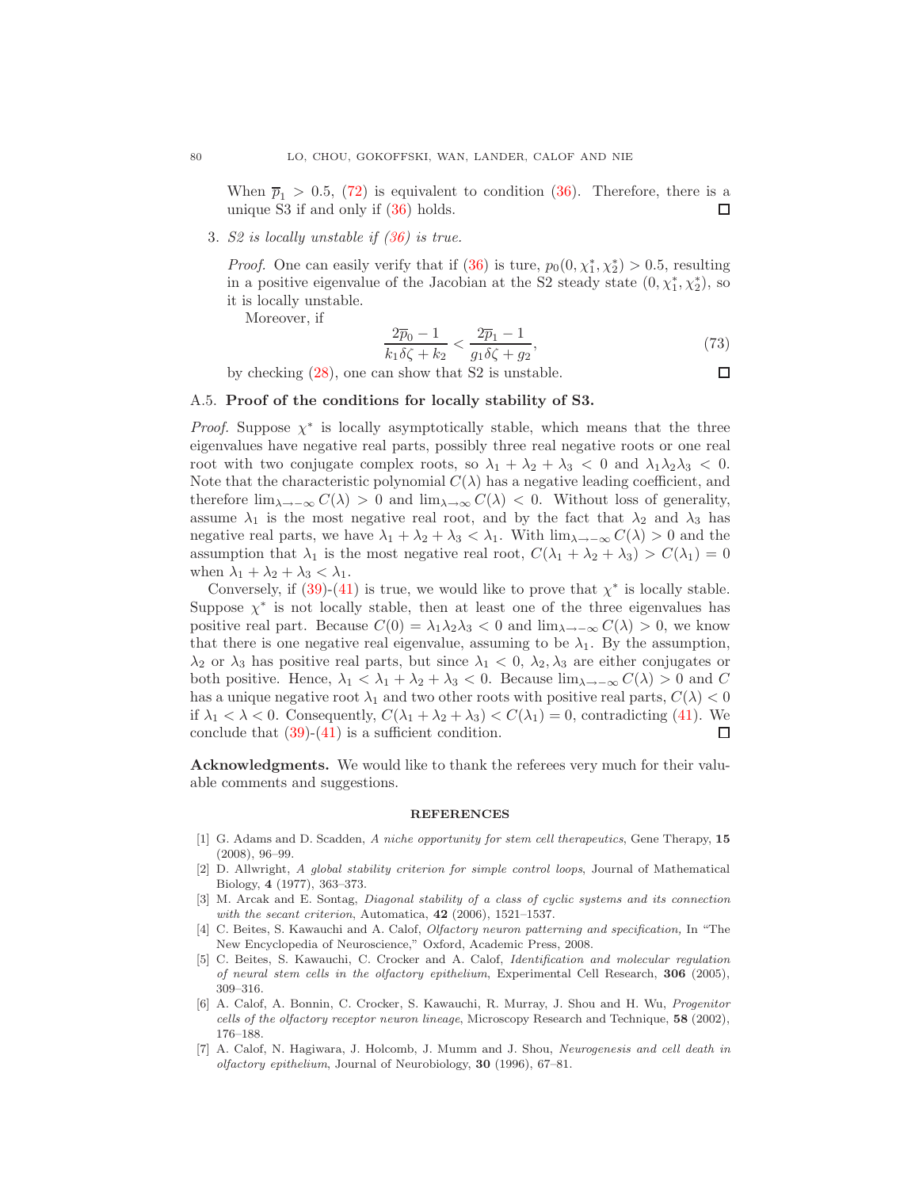When $\overline{p}_1 > 0.5$, (72) is equivalent to condition (36). Therefore, there is a unique S3 if and only if (36) holds. □

3. *S2 is locally unstable if (36) is true.*

   *Proof.* One can easily verify that if (36) is ture, $p_0(0, \chi_1^*, \chi_2^*) > 0.5$, resulting in a positive eigenvalue of the Jacobian at the S2 steady state $(0, \chi_1^*, \chi_2^*)$, so it is locally unstable.

   Moreover, if

$$\frac{2\overline{p}_0 - 1}{k_1\delta\zeta + k_2} < \frac{2\overline{p}_1 - 1}{g_1\delta\zeta + g_2}, \tag{73}$$

   by checking (28), one can show that S2 is unstable. □

A.5. **Proof of the conditions for locally stability of S3.**

*Proof.* Suppose $\chi^*$ is locally asymptotically stable, which means that the three eigenvalues have negative real parts, possibly three real negative roots or one real root with two conjugate complex roots, so $\lambda_1 + \lambda_2 + \lambda_3 < 0$ and $\lambda_1\lambda_2\lambda_3 < 0$. Note that the characteristic polynomial $C(\lambda)$ has a negative leading coefficient, and therefore $\lim_{\lambda\to-\infty} C(\lambda) > 0$ and $\lim_{\lambda\to\infty} C(\lambda) < 0$. Without loss of generality, assume $\lambda_1$ is the most negative real root, and by the fact that $\lambda_2$ and $\lambda_3$ has negative real parts, we have $\lambda_1 + \lambda_2 + \lambda_3 < \lambda_1$. With $\lim_{\lambda\to-\infty} C(\lambda) > 0$ and the assumption that $\lambda_1$ is the most negative real root, $C(\lambda_1 + \lambda_2 + \lambda_3) > C(\lambda_1) = 0$ when $\lambda_1 + \lambda_2 + \lambda_3 < \lambda_1$.

Conversely, if (39)-(41) is true, we would like to prove that $\chi^*$ is locally stable. Suppose $\chi^*$ is not locally stable, then at least one of the three eigenvalues has positive real part. Because $C(0) = \lambda_1\lambda_2\lambda_3 < 0$ and $\lim_{\lambda\to-\infty} C(\lambda) > 0$, we know that there is one negative real eigenvalue, assuming to be $\lambda_1$. By the assumption, $\lambda_2$ or $\lambda_3$ has positive real parts, but since $\lambda_1 < 0$, $\lambda_2, \lambda_3$ are either conjugates or both positive. Hence, $\lambda_1 < \lambda_1 + \lambda_2 + \lambda_3 < 0$. Because $\lim_{\lambda\to-\infty} C(\lambda) > 0$ and $C$ has a unique negative root $\lambda_1$ and two other roots with positive real parts, $C(\lambda) < 0$ if $\lambda_1 < \lambda < 0$. Consequently, $C(\lambda_1 + \lambda_2 + \lambda_3) < C(\lambda_1) = 0$, contradicting (41). We conclude that (39)-(41) is a sufficient condition. □

**Acknowledgments.** We would like to thank the referees very much for their valuable comments and suggestions.

## REFERENCES

[1] G. Adams and D. Scadden, *A niche opportunity for stem cell therapeutics*, Gene Therapy, **15** (2008), 96–99.

[2] D. Allwright, *A global stability criterion for simple control loops*, Journal of Mathematical Biology, **4** (1977), 363–373.

[3] M. Arcak and E. Sontag, *Diagonal stability of a class of cyclic systems and its connection with the secant criterion*, Automatica, **42** (2006), 1521–1537.

[4] C. Beites, S. Kawauchi and A. Calof, *Olfactory neuron patterning and specification*, In "The New Encyclopedia of Neuroscience," Oxford, Academic Press, 2008.

[5] C. Beites, S. Kawauchi, C. Crocker and A. Calof, *Identification and molecular regulation of neural stem cells in the olfactory epithelium*, Experimental Cell Research, **306** (2005), 309–316.

[6] A. Calof, A. Bonnin, C. Crocker, S. Kawauchi, R. Murray, J. Shou and H. Wu, *Progenitor cells of the olfactory receptor neuron lineage*, Microscopy Research and Technique, **58** (2002), 176–188.

[7] A. Calof, N. Hagiwara, J. Holcomb, J. Mumm and J. Shou, *Neurogenesis and cell death in olfactory epithelium*, Journal of Neurobiology, **30** (1996), 67–81.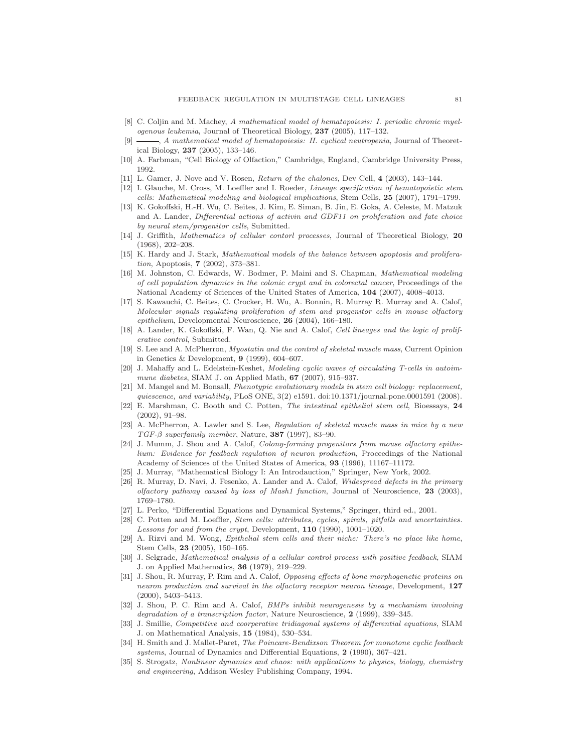[8] C. Coljin and M. Machey, *A mathematical model of hematopoiesis: I. periodic chronic myelogenous leukemia*, Journal of Theoretical Biology, **237** (2005), 117–132.

[9] ———, *A mathematical model of hematopoiesis: II. cyclical neutropenia*, Journal of Theoretical Biology, **237** (2005), 133–146.

[10] A. Farbman, "Cell Biology of Olfaction," Cambridge, England, Cambridge University Press, 1992.

[11] L. Gamer, J. Nove and V. Rosen, *Return of the chalones*, Dev Cell, **4** (2003), 143–144.

[12] I. Glauche, M. Cross, M. Loeffler and I. Roeder, *Lineage specification of hematopoietic stem cells: Mathematical modeling and biological implications*, Stem Cells, **25** (2007), 1791–1799.

[13] K. Gokoffski, H.-H. Wu, C. Beites, J. Kim, E. Siman, B. Jin, E. Goka, A. Celeste, M. Matzuk and A. Lander, *Differential actions of activin and GDF11 on proliferation and fate choice by neural stem/progenitor cells*, Submitted.

[14] J. Griffith, *Mathematics of cellular contorl processes*, Journal of Theoretical Biology, **20** (1968), 202–208.

[15] K. Hardy and J. Stark, *Mathematical models of the balance between apoptosis and proliferation*, Apoptosis, **7** (2002), 373–381.

[16] M. Johnston, C. Edwards, W. Bodmer, P. Maini and S. Chapman, *Mathematical modeling of cell population dynamics in the colonic crypt and in colorectal cancer*, Proceedings of the National Academy of Sciences of the United States of America, **104** (2007), 4008–4013.

[17] S. Kawauchi, C. Beites, C. Crocker, H. Wu, A. Bonnin, R. Murray R. Murray and A. Calof, *Molecular signals regulating proliferation of stem and progenitor cells in mouse olfactory epithelium*, Developmental Neuroscience, **26** (2004), 166–180.

[18] A. Lander, K. Gokoffski, F. Wan, Q. Nie and A. Calof, *Cell lineages and the logic of proliferative control*, Submitted.

[19] S. Lee and A. McPherron, *Myostatin and the control of skeletal muscle mass*, Current Opinion in Genetics & Development, **9** (1999), 604–607.

[20] J. Mahaffy and L. Edelstein-Keshet, *Modeling cyclic waves of circulating T-cells in autoimmune diabetes*, SIAM J. on Applied Math, **67** (2007), 915–937.

[21] M. Mangel and M. Bonsall, *Phenotypic evolutionary models in stem cell biology: replacement, quiescence, and variability*, PLoS ONE, 3(2) e1591. doi:10.1371/journal.pone.0001591 (2008).

[22] E. Marshman, C. Booth and C. Potten, *The intestinal epithelial stem cell*, Bioessays, **24** (2002), 91–98.

[23] A. McPherron, A. Lawler and S. Lee, *Regulation of skeletal muscle mass in mice by a new TGF-β superfamily member*, Nature, **387** (1997), 83–90.

[24] J. Mumm, J. Shou and A. Calof, *Colony-forming progenitors from mouse olfactory epithelium: Evidence for feedback regulation of neuron production*, Proceedings of the National Academy of Sciences of the United States of America, **93** (1996), 11167–11172.

[25] J. Murray, "Mathematical Biology I: An Introdauction," Springer, New York, 2002.

[26] R. Murray, D. Navi, J. Fesenko, A. Lander and A. Calof, *Widespread defects in the primary olfactory pathway caused by loss of Mash1 function*, Journal of Neuroscience, **23** (2003), 1769–1780.

[27] L. Perko, "Differential Equations and Dynamical Systems," Springer, third ed., 2001.

[28] C. Potten and M. Loeffler, *Stem cells: attributes, cycles, spirals, pitfalls and uncertainties. Lessons for and from the crypt*, Development, **110** (1990), 1001–1020.

[29] A. Rizvi and M. Wong, *Epithelial stem cells and their niche: There's no place like home*, Stem Cells, **23** (2005), 150–165.

[30] J. Selgrade, *Mathematical analysis of a cellular control process with positive feedback*, SIAM J. on Applied Mathematics, **36** (1979), 219–229.

[31] J. Shou, R. Murray, P. Rim and A. Calof, *Opposing effects of bone morphogenetic proteins on neuron production and survival in the olfactory receptor neuron lineage*, Development, **127** (2000), 5403–5413.

[32] J. Shou, P. C. Rim and A. Calof, *BMPs inhibit neurogenesis by a mechanism involving degradation of a transcription factor*, Nature Neuroscience, **2** (1999), 339–345.

[33] J. Smillie, *Competitive and coorperative tridiagonal systems of differential equations*, SIAM J. on Mathematical Analysis, **15** (1984), 530–534.

[34] H. Smith and J. Mallet-Paret, *The Poincare-Bendixson Theorem for monotone cyclic feedback systems*, Journal of Dynamics and Differential Equations, **2** (1990), 367–421.

[35] S. Strogatz, *Nonlinear dynamics and chaos: with applications to physics, biology, chemistry and engineering*, Addison Wesley Publishing Company, 1994.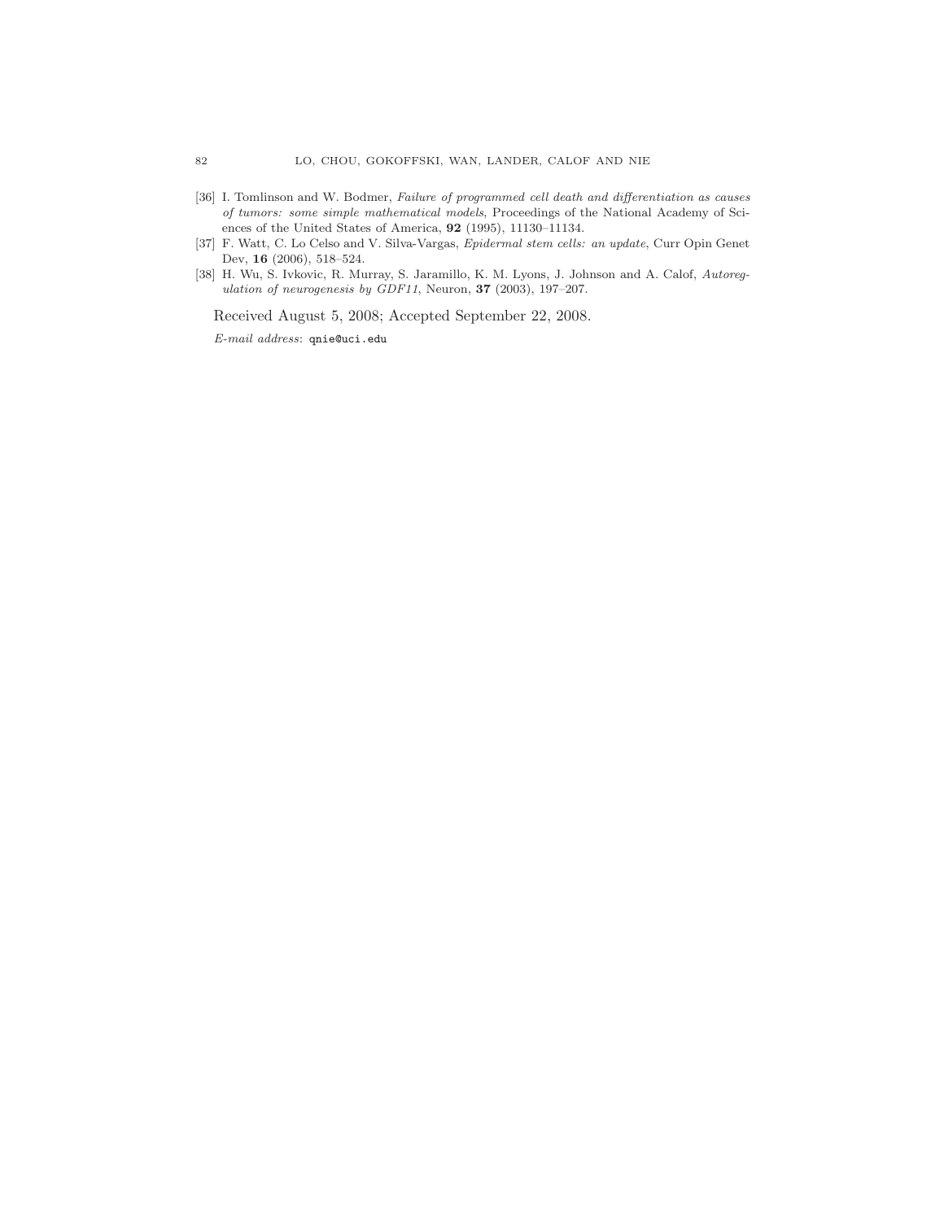[36] I. Tomlinson and W. Bodmer, *Failure of programmed cell death and differentiation as causes of tumors: some simple mathematical models*, Proceedings of the National Academy of Sciences of the United States of America, **92** (1995), 11130–11134.

[37] F. Watt, C. Lo Celso and V. Silva-Vargas, *Epidermal stem cells: an update*, Curr Opin Genet Dev, **16** (2006), 518–524.

[38] H. Wu, S. Ivkovic, R. Murray, S. Jaramillo, K. M. Lyons, J. Johnson and A. Calof, *Autoregulation of neurogenesis by GDF11*, Neuron, **37** (2003), 197–207.

Received August 5, 2008; Accepted September 22, 2008.

*E-mail address*: qnie@uci.edu